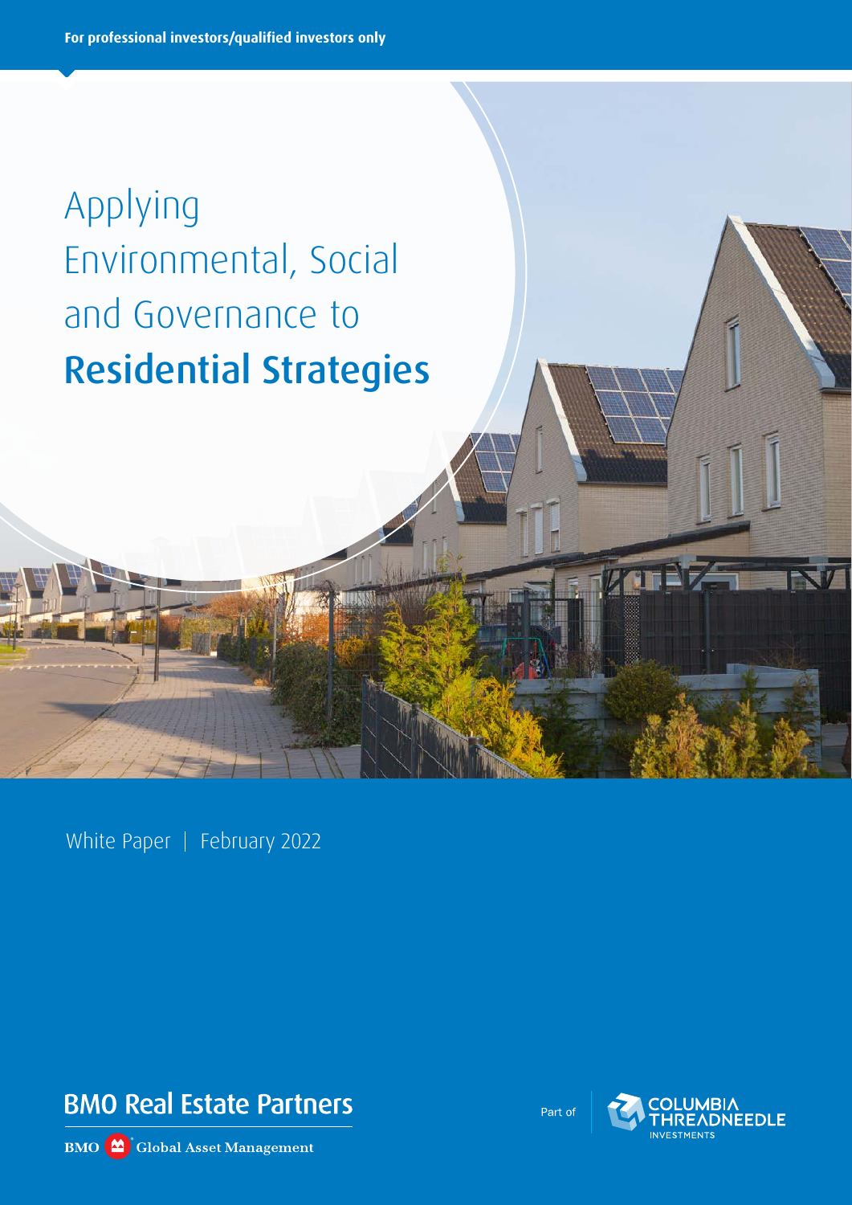For professional investors/qualified investors only

# Applying Environmental, Social and Governance to **Residential Strategies**

White Paper | February 2022

BMO Real Estate Partners

BMO Global Asset Management

Part of COLUMBIA THREADNEEDLE INVESTMENTS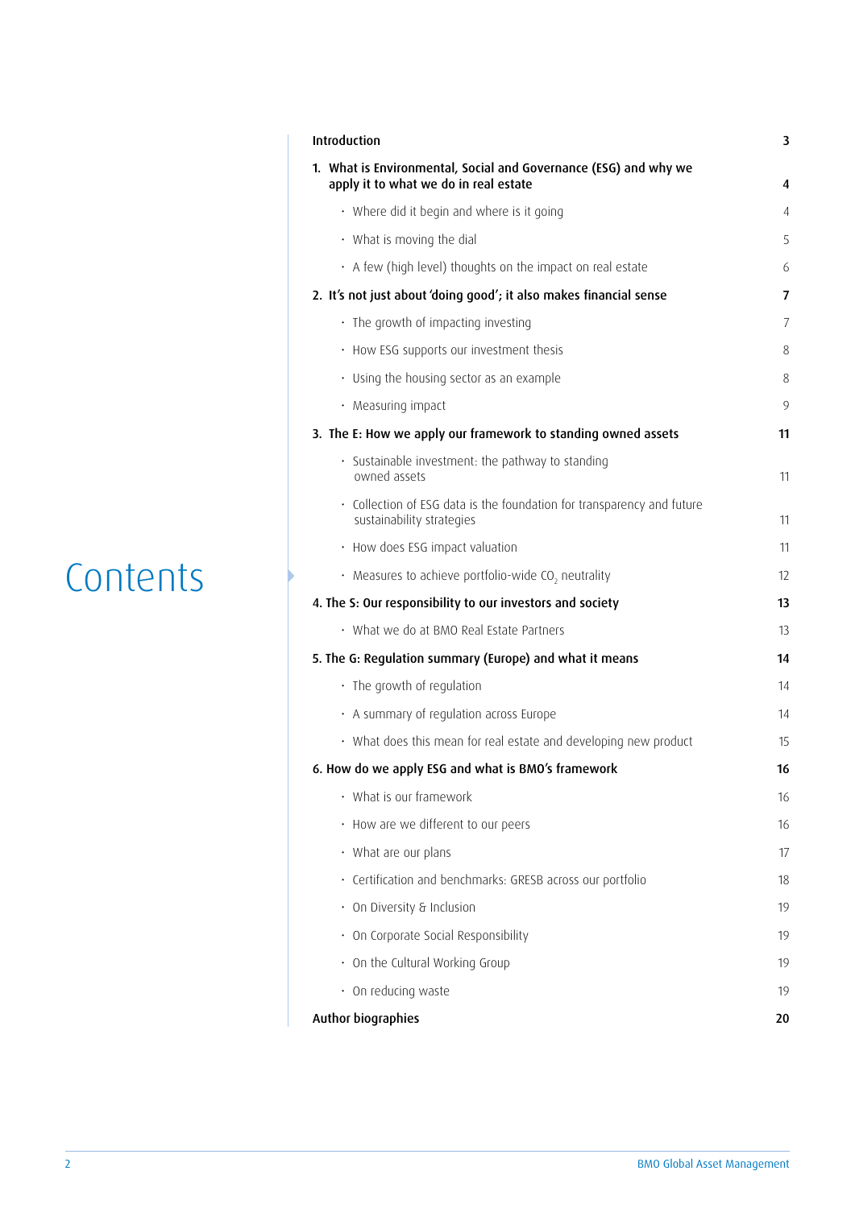# Contents

| | |
|---|---|
| **Introduction** | **3** |
| **1. What is Environmental, Social and Governance (ESG) and why we apply it to what we do in real estate** | **4** |
| · Where did it begin and where is it going | 4 |
| · What is moving the dial | 5 |
| · A few (high level) thoughts on the impact on real estate | 6 |
| **2. It's not just about 'doing good'; it also makes financial sense** | **7** |
| · The growth of impacting investing | 7 |
| · How ESG supports our investment thesis | 8 |
| · Using the housing sector as an example | 8 |
| · Measuring impact | 9 |
| **3. The E: How we apply our framework to standing owned assets** | **11** |
| · Sustainable investment: the pathway to standing owned assets | 11 |
| · Collection of ESG data is the foundation for transparency and future sustainability strategies | 11 |
| · How does ESG impact valuation | 11 |
| · Measures to achieve portfolio-wide $CO_2$ neutrality | 12 |
| **4. The S: Our responsibility to our investors and society** | **13** |
| · What we do at BMO Real Estate Partners | 13 |
| **5. The G: Regulation summary (Europe) and what it means** | **14** |
| · The growth of regulation | 14 |
| · A summary of regulation across Europe | 14 |
| · What does this mean for real estate and developing new product | 15 |
| **6. How do we apply ESG and what is BMO's framework** | **16** |
| · What is our framework | 16 |
| · How are we different to our peers | 16 |
| · What are our plans | 17 |
| · Certification and benchmarks: GRESB across our portfolio | 18 |
| · On Diversity & Inclusion | 19 |
| · On Corporate Social Responsibility | 19 |
| · On the Cultural Working Group | 19 |
| · On reducing waste | 19 |
| **Author biographies** | **20** |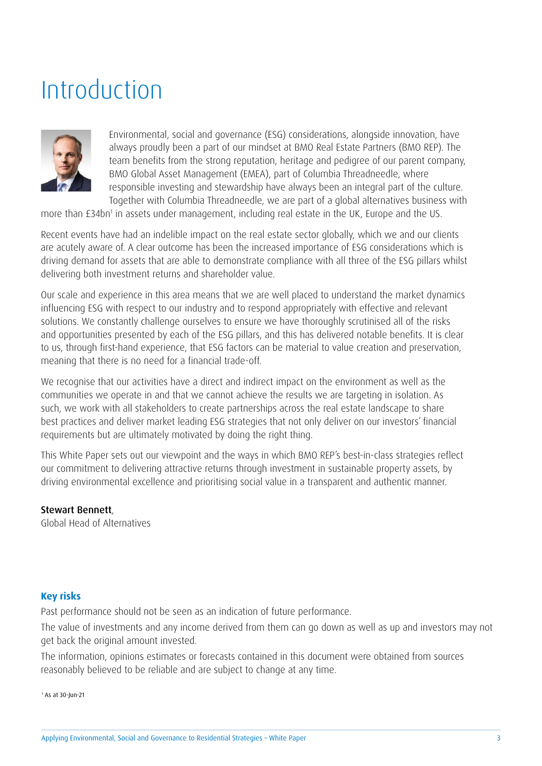# Introduction

Environmental, social and governance (ESG) considerations, alongside innovation, have always proudly been a part of our mindset at BMO Real Estate Partners (BMO REP). The team benefits from the strong reputation, heritage and pedigree of our parent company, BMO Global Asset Management (EMEA), part of Columbia Threadneedle, where responsible investing and stewardship have always been an integral part of the culture. Together with Columbia Threadneedle, we are part of a global alternatives business with more than £34bn[1] in assets under management, including real estate in the UK, Europe and the US.

Recent events have had an indelible impact on the real estate sector globally, which we and our clients are acutely aware of. A clear outcome has been the increased importance of ESG considerations which is driving demand for assets that are able to demonstrate compliance with all three of the ESG pillars whilst delivering both investment returns and shareholder value.

Our scale and experience in this area means that we are well placed to understand the market dynamics influencing ESG with respect to our industry and to respond appropriately with effective and relevant solutions. We constantly challenge ourselves to ensure we have thoroughly scrutinised all of the risks and opportunities presented by each of the ESG pillars, and this has delivered notable benefits. It is clear to us, through first-hand experience, that ESG factors can be material to value creation and preservation, meaning that there is no need for a financial trade-off.

We recognise that our activities have a direct and indirect impact on the environment as well as the communities we operate in and that we cannot achieve the results we are targeting in isolation. As such, we work with all stakeholders to create partnerships across the real estate landscape to share best practices and deliver market leading ESG strategies that not only deliver on our investors' financial requirements but are ultimately motivated by doing the right thing.

This White Paper sets out our viewpoint and the ways in which BMO REP's best-in-class strategies reflect our commitment to delivering attractive returns through investment in sustainable property assets, by driving environmental excellence and prioritising social value in a transparent and authentic manner.

**Stewart Bennett**,
Global Head of Alternatives

### Key risks

Past performance should not be seen as an indication of future performance.

The value of investments and any income derived from them can go down as well as up and investors may not get back the original amount invested.

The information, opinions estimates or forecasts contained in this document were obtained from sources reasonably believed to be reliable and are subject to change at any time.

[1] As at 30-Jun-21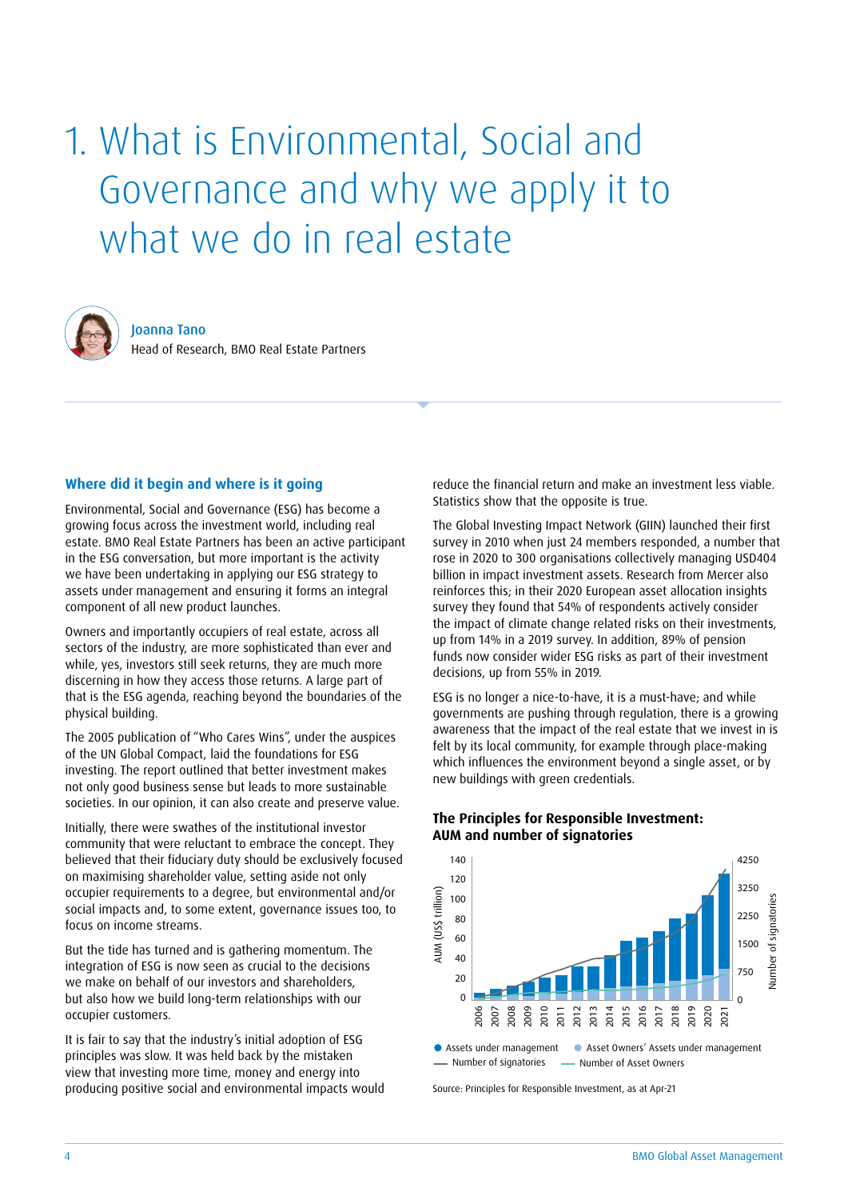# 1. What is Environmental, Social and Governance and why we apply it to what we do in real estate

**Joanna Tano**
Head of Research, BMO Real Estate Partners

## Where did it begin and where is it going

Environmental, Social and Governance (ESG) has become a growing focus across the investment world, including real estate. BMO Real Estate Partners has been an active participant in the ESG conversation, but more important is the activity we have been undertaking in applying our ESG strategy to assets under management and ensuring it forms an integral component of all new product launches.

Owners and importantly occupiers of real estate, across all sectors of the industry, are more sophisticated than ever and while, yes, investors still seek returns, they are much more discerning in how they access those returns. A large part of that is the ESG agenda, reaching beyond the boundaries of the physical building.

The 2005 publication of "Who Cares Wins", under the auspices of the UN Global Compact, laid the foundations for ESG investing. The report outlined that better investment makes not only good business sense but leads to more sustainable societies. In our opinion, it can also create and preserve value.

Initially, there were swathes of the institutional investor community that were reluctant to embrace the concept. They believed that their fiduciary duty should be exclusively focused on maximising shareholder value, setting aside not only occupier requirements to a degree, but environmental and/or social impacts and, to some extent, governance issues too, to focus on income streams.

But the tide has turned and is gathering momentum. The integration of ESG is now seen as crucial to the decisions we make on behalf of our investors and shareholders, but also how we build long-term relationships with our occupier customers.

It is fair to say that the industry's initial adoption of ESG principles was slow. It was held back by the mistaken view that investing more time, money and energy into producing positive social and environmental impacts would reduce the financial return and make an investment less viable. Statistics show that the opposite is true.

The Global Investing Impact Network (GIIN) launched their first survey in 2010 when just 24 members responded, a number that rose in 2020 to 300 organisations collectively managing USD404 billion in impact investment assets. Research from Mercer also reinforces this; in their 2020 European asset allocation insights survey they found that 54% of respondents actively consider the impact of climate change related risks on their investments, up from 14% in a 2019 survey. In addition, 89% of pension funds now consider wider ESG risks as part of their investment decisions, up from 55% in 2019.

ESG is no longer a nice-to-have, it is a must-have; and while governments are pushing through regulation, there is a growing awareness that the impact of the real estate that we invest in is felt by its local community, for example through place-making which influences the environment beyond a single asset, or by new buildings with green credentials.

**The Principles for Responsible Investment: AUM and number of signatories**

Source: Principles for Responsible Investment, as at Apr-21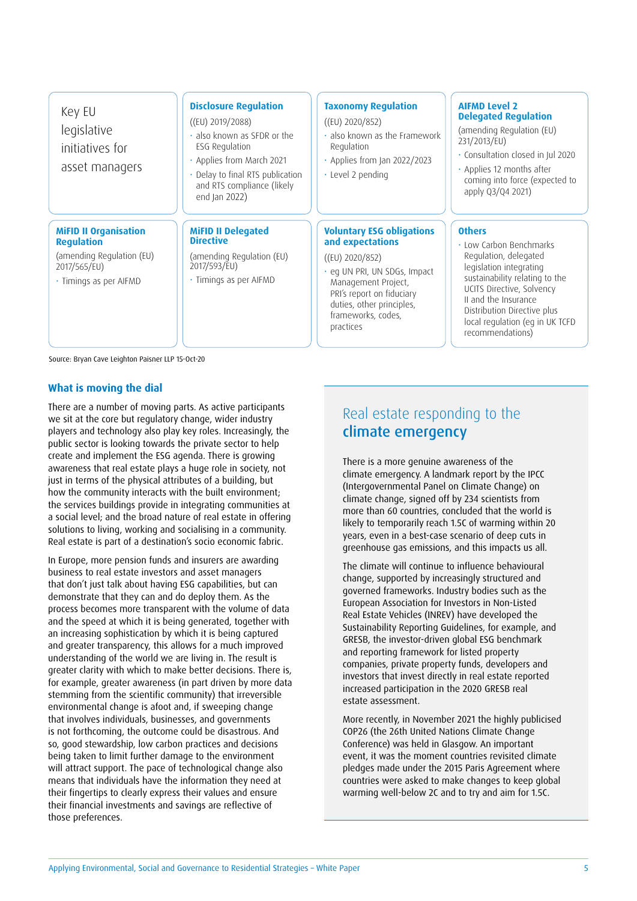**Key EU legislative initiatives for asset managers**

**Disclosure Regulation**

((EU) 2019/2088)

- also known as SFDR or the ESG Regulation
- Applies from March 2021
- Delay to final RTS publication and RTS compliance (likely end Jan 2022)

**Taxonomy Regulation**

((EU) 2020/852)

- also known as the Framework Regulation
- Applies from Jan 2022/2023
- Level 2 pending

**AIFMD Level 2 Delegated Regulation**

(amending Regulation (EU) 231/2013/EU)

- Consultation closed in Jul 2020
- Applies 12 months after coming into force (expected to apply Q3/Q4 2021)

**MiFID II Organisation Regulation**

(amending Regulation (EU) 2017/565/EU)

- Timings as per AIFMD

**MiFID II Delegated Directive**

(amending Regulation (EU) 2017/593/EU)

- Timings as per AIFMD

**Voluntary ESG obligations and expectations**

((EU) 2020/852)

- eg UN PRI, UN SDGs, Impact Management Project, PRI's report on fiduciary duties, other principles, frameworks, codes, practices

**Others**

- Low Carbon Benchmarks Regulation, delegated legislation integrating sustainability relating to the UCITS Directive, Solvency II and the Insurance Distribution Directive plus local regulation (eg in UK TCFD recommendations)

Source: Bryan Cave Leighton Paisner LLP 15-Oct-20

## What is moving the dial

There are a number of moving parts. As active participants we sit at the core but regulatory change, wider industry players and technology also play key roles. Increasingly, the public sector is looking towards the private sector to help create and implement the ESG agenda. There is growing awareness that real estate plays a huge role in society, not just in terms of the physical attributes of a building, but how the community interacts with the built environment; the services buildings provide in integrating communities at a social level; and the broad nature of real estate in offering solutions to living, working and socialising in a community. Real estate is part of a destination's socio economic fabric.

In Europe, more pension funds and insurers are awarding business to real estate investors and asset managers that don't just talk about having ESG capabilities, but can demonstrate that they can and do deploy them. As the process becomes more transparent with the volume of data and the speed at which it is being generated, together with an increasing sophistication by which it is being captured and greater transparency, this allows for a much improved understanding of the world we are living in. The result is greater clarity with which to make better decisions. There is, for example, greater awareness (in part driven by more data stemming from the scientific community) that irreversible environmental change is afoot and, if sweeping change that involves individuals, businesses, and governments is not forthcoming, the outcome could be disastrous. And so, good stewardship, low carbon practices and decisions being taken to limit further damage to the environment will attract support. The pace of technological change also means that individuals have the information they need at their fingertips to clearly express their values and ensure their financial investments and savings are reflective of those preferences.

## Real estate responding to the climate emergency

There is a more genuine awareness of the climate emergency. A landmark report by the IPCC (Intergovernmental Panel on Climate Change) on climate change, signed off by 234 scientists from more than 60 countries, concluded that the world is likely to temporally reach 1.5C of warming within 20 years, even in a best-case scenario of deep cuts in greenhouse gas emissions, and this impacts us all.

The climate will continue to influence behavioural change, supported by increasingly structured and governed frameworks. Industry bodies such as the European Association for Investors in Non-Listed Real Estate Vehicles (INREV) have developed the Sustainability Reporting Guidelines, for example, and GRESB, the investor-driven global ESG benchmark and reporting framework for listed property companies, private property funds, developers and investors that invest directly in real estate reported increased participation in the 2020 GRESB real estate assessment.

More recently, in November 2021 the highly publicised COP26 (the 26th United Nations Climate Change Conference) was held in Glasgow. An important event, it was the moment countries revisited climate pledges made under the 2015 Paris Agreement where countries were asked to make changes to keep global warming well-below 2C and to try and aim for 1.5C.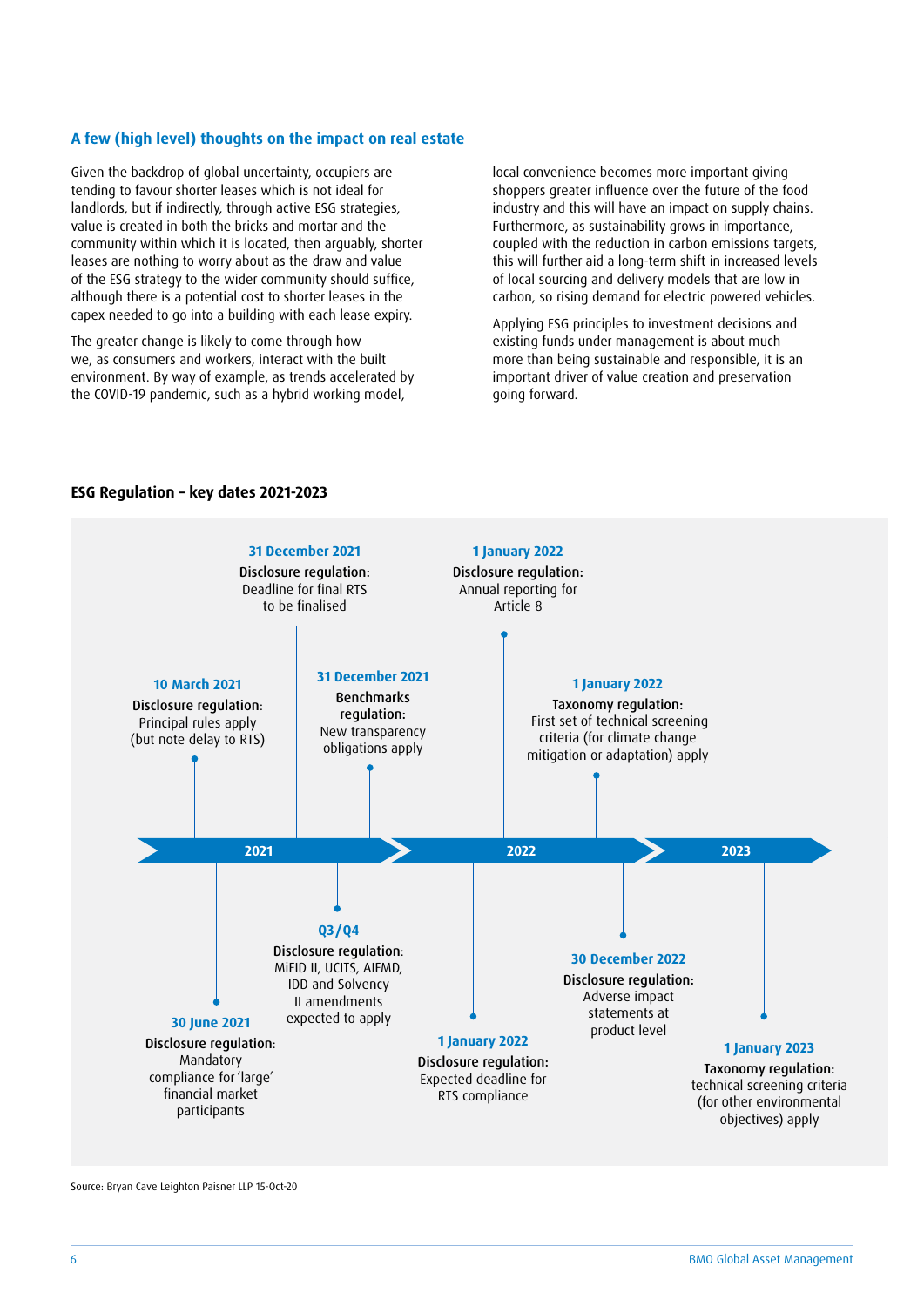## A few (high level) thoughts on the impact on real estate

Given the backdrop of global uncertainty, occupiers are tending to favour shorter leases which is not ideal for landlords, but if indirectly, through active ESG strategies, value is created in both the bricks and mortar and the community within which it is located, then arguably, shorter leases are nothing to worry about as the draw and value of the ESG strategy to the wider community should suffice, although there is a potential cost to shorter leases in the capex needed to go into a building with each lease expiry.

The greater change is likely to come through how we, as consumers and workers, interact with the built environment. By way of example, as trends accelerated by the COVID-19 pandemic, such as a hybrid working model, local convenience becomes more important giving shoppers greater influence over the future of the food industry and this will have an impact on supply chains. Furthermore, as sustainability grows in importance, coupled with the reduction in carbon emissions targets, this will further aid a long-term shift in increased levels of local sourcing and delivery models that are low in carbon, so rising demand for electric powered vehicles.

Applying ESG principles to investment decisions and existing funds under management is about much more than being sustainable and responsible, it is an important driver of value creation and preservation going forward.

### ESG Regulation – key dates 2021-2023

**2021**

- **10 March 2021** – **Disclosure regulation**: Principal rules apply (but note delay to RTS)
- **30 June 2021** – **Disclosure regulation**: Mandatory compliance for 'large' financial market participants
- **Q3/Q4** – **Disclosure regulation**: MiFID II, UCITS, AIFMD, IDD and Solvency II amendments expected to apply
- **31 December 2021** – **Disclosure regulation:** Deadline for final RTS to be finalised
- **31 December 2021** – **Benchmarks regulation:** New transparency obligations apply

**2022**

- **1 January 2022** – **Disclosure regulation:** Expected deadline for RTS compliance
- **1 January 2022** – **Disclosure regulation:** Annual reporting for Article 8
- **1 January 2022** – **Taxonomy regulation:** First set of technical screening criteria (for climate change mitigation or adaptation) apply
- **30 December 2022** – **Disclosure regulation:** Adverse impact statements at product level

**2023**

- **1 January 2023** – **Taxonomy regulation:** technical screening criteria (for other environmental objectives) apply

Source: Bryan Cave Leighton Paisner LLP 15-Oct-20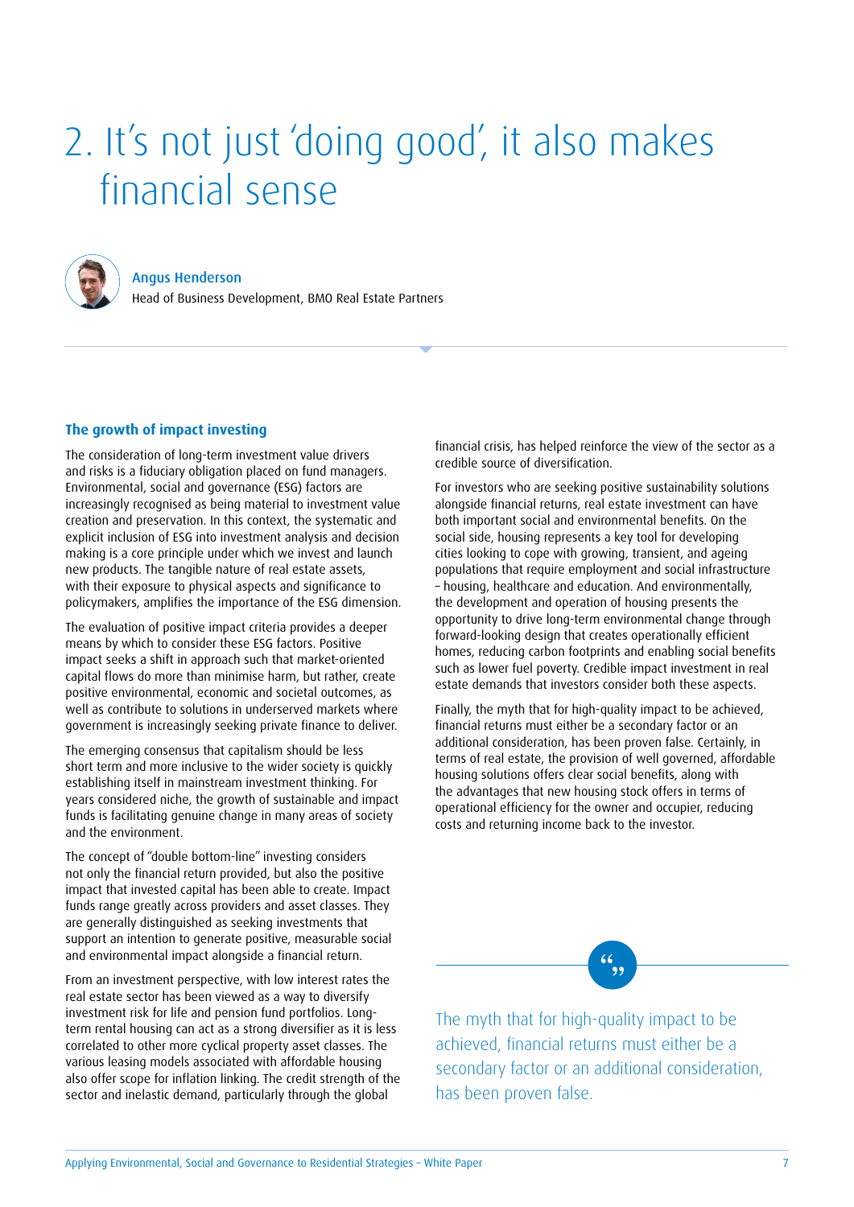# 2. It's not just 'doing good', it also makes financial sense

**Angus Henderson**
Head of Business Development, BMO Real Estate Partners

### The growth of impact investing

The consideration of long-term investment value drivers and risks is a fiduciary obligation placed on fund managers. Environmental, social and governance (ESG) factors are increasingly recognised as being material to investment value creation and preservation. In this context, the systematic and explicit inclusion of ESG into investment analysis and decision making is a core principle under which we invest and launch new products. The tangible nature of real estate assets, with their exposure to physical aspects and significance to policymakers, amplifies the importance of the ESG dimension.

The evaluation of positive impact criteria provides a deeper means by which to consider these ESG factors. Positive impact seeks a shift in approach such that market-oriented capital flows do more than minimise harm, but rather, create positive environmental, economic and societal outcomes, as well as contribute to solutions in underserved markets where government is increasingly seeking private finance to deliver.

The emerging consensus that capitalism should be less short term and more inclusive to the wider society is quickly establishing itself in mainstream investment thinking. For years considered niche, the growth of sustainable and impact funds is facilitating genuine change in many areas of society and the environment.

The concept of "double bottom-line" investing considers not only the financial return provided, but also the positive impact that invested capital has been able to create. Impact funds range greatly across providers and asset classes. They are generally distinguished as seeking investments that support an intention to generate positive, measurable social and environmental impact alongside a financial return.

From an investment perspective, with low interest rates the real estate sector has been viewed as a way to diversify investment risk for life and pension fund portfolios. Long-term rental housing can act as a strong diversifier as it is less correlated to other more cyclical property asset classes. The various leasing models associated with affordable housing also offer scope for inflation linking. The credit strength of the sector and inelastic demand, particularly through the global financial crisis, has helped reinforce the view of the sector as a credible source of diversification.

For investors who are seeking positive sustainability solutions alongside financial returns, real estate investment can have both important social and environmental benefits. On the social side, housing represents a key tool for developing cities looking to cope with growing, transient, and ageing populations that require employment and social infrastructure – housing, healthcare and education. And environmentally, the development and operation of housing presents the opportunity to drive long-term environmental change through forward-looking design that creates operationally efficient homes, reducing carbon footprints and enabling social benefits such as lower fuel poverty. Credible impact investment in real estate demands that investors consider both these aspects.

Finally, the myth that for high-quality impact to be achieved, financial returns must either be a secondary factor or an additional consideration, has been proven false. Certainly, in terms of real estate, the provision of well governed, affordable housing solutions offers clear social benefits, along with the advantages that new housing stock offers in terms of operational efficiency for the owner and occupier, reducing costs and returning income back to the investor.

> The myth that for high-quality impact to be achieved, financial returns must either be a secondary factor or an additional consideration, has been proven false.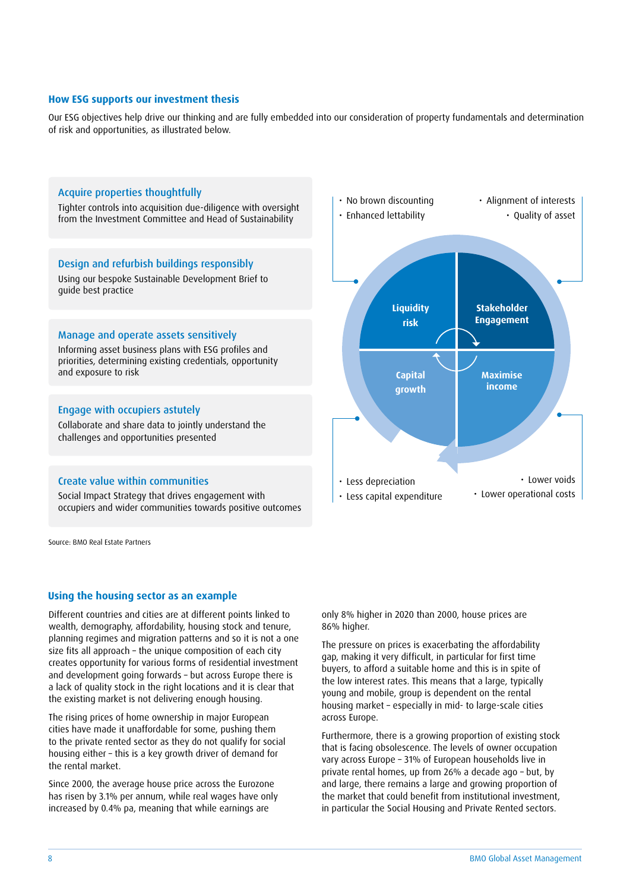## How ESG supports our investment thesis

Our ESG objectives help drive our thinking and are fully embedded into our consideration of property fundamentals and determination of risk and opportunities, as illustrated below.

### Acquire properties thoughtfully

Tighter controls into acquisition due-diligence with oversight from the Investment Committee and Head of Sustainability

### Design and refurbish buildings responsibly

Using our bespoke Sustainable Development Brief to guide best practice

### Manage and operate assets sensitively

Informing asset business plans with ESG profiles and priorities, determining existing credentials, opportunity and exposure to risk

### Engage with occupiers astutely

Collaborate and share data to jointly understand the challenges and opportunities presented

### Create value within communities

Social Impact Strategy that drives engagement with occupiers and wider communities towards positive outcomes

**Liquidity risk**
- No brown discounting
- Enhanced lettability

**Stakeholder Engagement**
- Alignment of interests
- Quality of asset

**Capital growth**
- Less depreciation
- Less capital expenditure

**Maximise income**
- Lower voids
- Lower operational costs

Source: BMO Real Estate Partners

## Using the housing sector as an example

Different countries and cities are at different points linked to wealth, demography, affordability, housing stock and tenure, planning regimes and migration patterns and so it is not a one size fits all approach – the unique composition of each city creates opportunity for various forms of residential investment and development going forwards – but across Europe there is a lack of quality stock in the right locations and it is clear that the existing market is not delivering enough housing.

The rising prices of home ownership in major European cities have made it unaffordable for some, pushing them to the private rented sector as they do not qualify for social housing either – this is a key growth driver of demand for the rental market.

Since 2000, the average house price across the Eurozone has risen by 3.1% per annum, while real wages have only increased by 0.4% pa, meaning that while earnings are only 8% higher in 2020 than 2000, house prices are 86% higher.

The pressure on prices is exacerbating the affordability gap, making it very difficult, in particular for first time buyers, to afford a suitable home and this is in spite of the low interest rates. This means that a large, typically young and mobile, group is dependent on the rental housing market – especially in mid- to large-scale cities across Europe.

Furthermore, there is a growing proportion of existing stock that is facing obsolescence. The levels of owner occupation vary across Europe – 31% of European households live in private rental homes, up from 26% a decade ago – but, by and large, there remains a large and growing proportion of the market that could benefit from institutional investment, in particular the Social Housing and Private Rented sectors.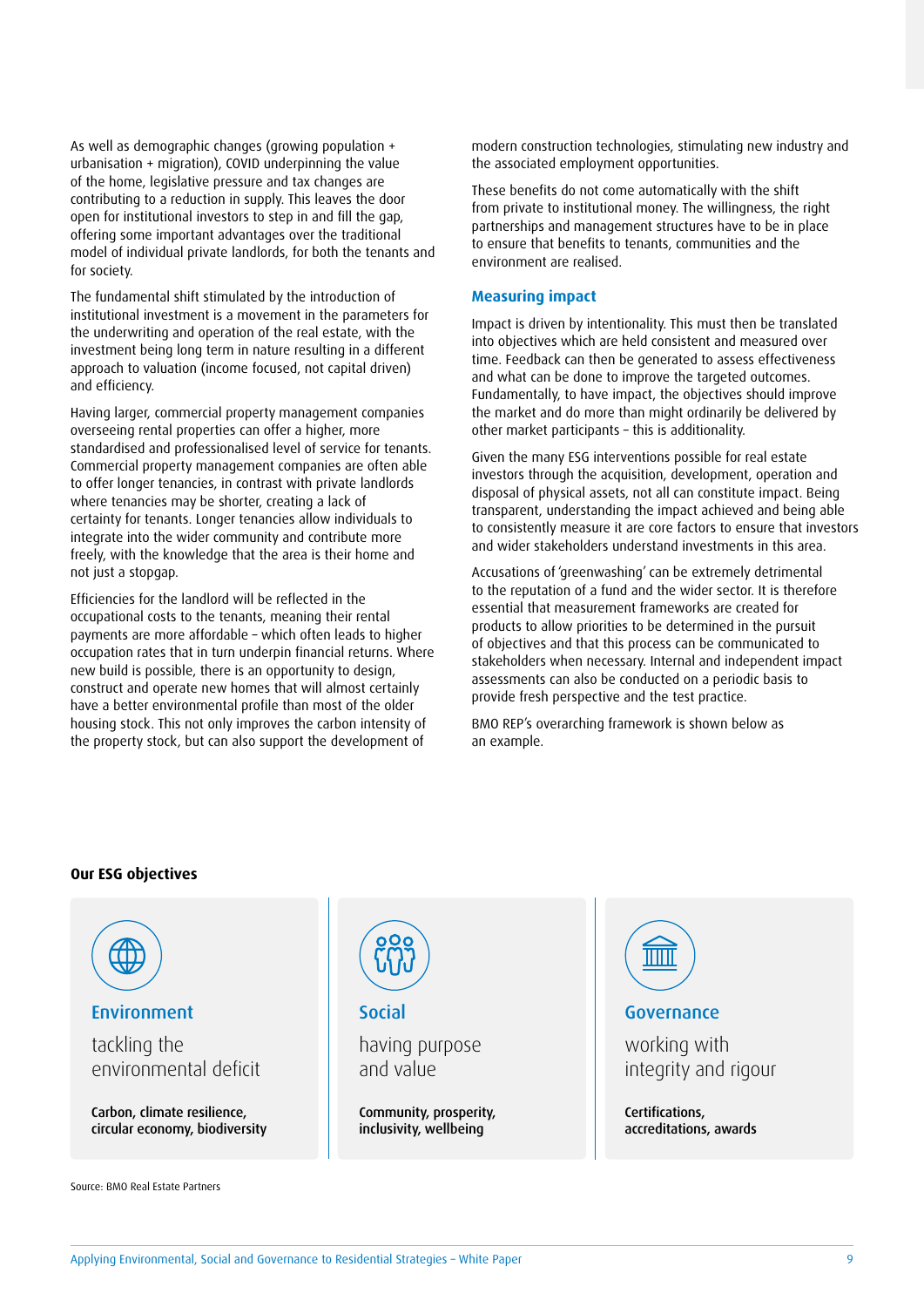As well as demographic changes (growing population + urbanisation + migration), COVID underpinning the value of the home, legislative pressure and tax changes are contributing to a reduction in supply. This leaves the door open for institutional investors to step in and fill the gap, offering some important advantages over the traditional model of individual private landlords, for both the tenants and for society.

The fundamental shift stimulated by the introduction of institutional investment is a movement in the parameters for the underwriting and operation of the real estate, with the investment being long term in nature resulting in a different approach to valuation (income focused, not capital driven) and efficiency.

Having larger, commercial property management companies overseeing rental properties can offer a higher, more standardised and professionalised level of service for tenants. Commercial property management companies are often able to offer longer tenancies, in contrast with private landlords where tenancies may be shorter, creating a lack of certainty for tenants. Longer tenancies allow individuals to integrate into the wider community and contribute more freely, with the knowledge that the area is their home and not just a stopgap.

Efficiencies for the landlord will be reflected in the occupational costs to the tenants, meaning their rental payments are more affordable – which often leads to higher occupation rates that in turn underpin financial returns. Where new build is possible, there is an opportunity to design, construct and operate new homes that will almost certainly have a better environmental profile than most of the older housing stock. This not only improves the carbon intensity of the property stock, but can also support the development of modern construction technologies, stimulating new industry and the associated employment opportunities.

These benefits do not come automatically with the shift from private to institutional money. The willingness, the right partnerships and management structures have to be in place to ensure that benefits to tenants, communities and the environment are realised.

## Measuring impact

Impact is driven by intentionality. This must then be translated into objectives which are held consistent and measured over time. Feedback can then be generated to assess effectiveness and what can be done to improve the targeted outcomes. Fundamentally, to have impact, the objectives should improve the market and do more than might ordinarily be delivered by other market participants – this is additionality.

Given the many ESG interventions possible for real estate investors through the acquisition, development, operation and disposal of physical assets, not all can constitute impact. Being transparent, understanding the impact achieved and being able to consistently measure it are core factors to ensure that investors and wider stakeholders understand investments in this area.

Accusations of 'greenwashing' can be extremely detrimental to the reputation of a fund and the wider sector. It is therefore essential that measurement frameworks are created for products to allow priorities to be determined in the pursuit of objectives and that this process can be communicated to stakeholders when necessary. Internal and independent impact assessments can also be conducted on a periodic basis to provide fresh perspective and the test practice.

BMO REP's overarching framework is shown below as an example.

**Our ESG objectives**

| Environment | Social | Governance |
|---|---|---|
| tackling the environmental deficit | having purpose and value | working with integrity and rigour |
| **Carbon, climate resilience, circular economy, biodiversity** | **Community, prosperity, inclusivity, wellbeing** | **Certifications, accreditations, awards** |

Source: BMO Real Estate Partners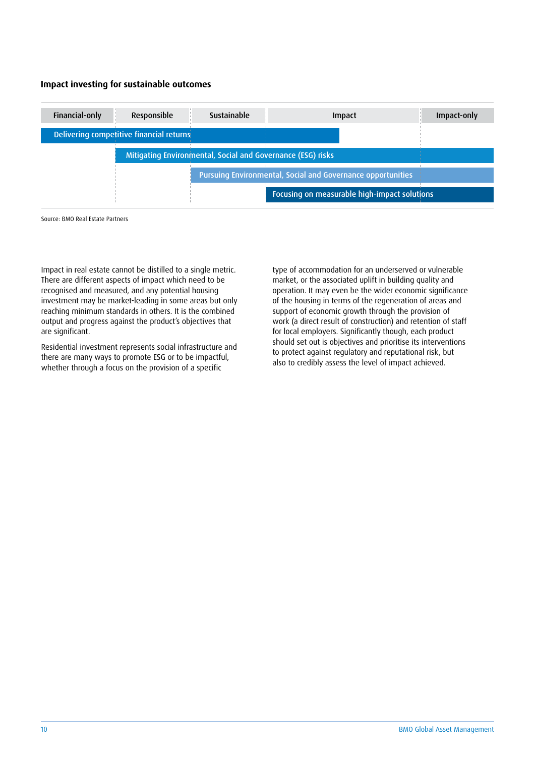**Impact investing for sustainable outcomes**

| Financial-only | Responsible | Sustainable | Impact | Impact-only |
|---|---|---|---|---|
| Delivering competitive financial returns | | | | |
| | Mitigating Environmental, Social and Governance (ESG) risks | | | |
| | | Pursuing Environmental, Social and Governance opportunities | | |
| | | | Focusing on measurable high-impact solutions | |

Source: BMO Real Estate Partners

Impact in real estate cannot be distilled to a single metric. There are different aspects of impact which need to be recognised and measured, and any potential housing investment may be market-leading in some areas but only reaching minimum standards in others. It is the combined output and progress against the product's objectives that are significant.

Residential investment represents social infrastructure and there are many ways to promote ESG or to be impactful, whether through a focus on the provision of a specific type of accommodation for an underserved or vulnerable market, or the associated uplift in building quality and operation. It may even be the wider economic significance of the housing in terms of the regeneration of areas and support of economic growth through the provision of work (a direct result of construction) and retention of staff for local employers. Significantly though, each product should set out is objectives and prioritise its interventions to protect against regulatory and reputational risk, but also to credibly assess the level of impact achieved.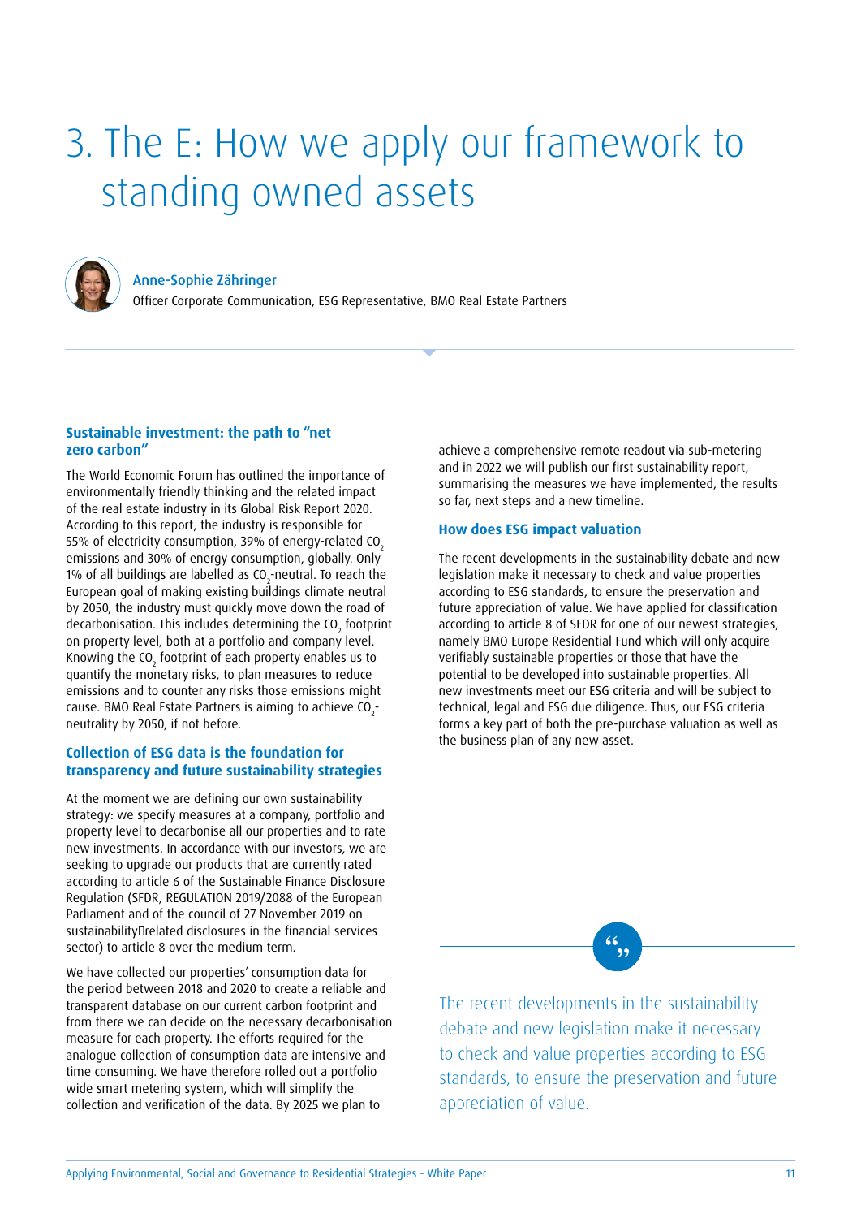# 3. The E: How we apply our framework to standing owned assets

**Anne-Sophie Zähringer**
Officer Corporate Communication, ESG Representative, BMO Real Estate Partners

## Sustainable investment: the path to "net zero carbon"

The World Economic Forum has outlined the importance of environmentally friendly thinking and the related impact of the real estate industry in its Global Risk Report 2020. According to this report, the industry is responsible for 55% of electricity consumption, 39% of energy-related $CO_2$ emissions and 30% of energy consumption, globally. Only 1% of all buildings are labelled as $CO_2$-neutral. To reach the European goal of making existing buildings climate neutral by 2050, the industry must quickly move down the road of decarbonisation. This includes determining the $CO_2$ footprint on property level, both at a portfolio and company level. Knowing the $CO_2$ footprint of each property enables us to quantify the monetary risks, to plan measures to reduce emissions and to counter any risks those emissions might cause. BMO Real Estate Partners is aiming to achieve $CO_2$-neutrality by 2050, if not before.

## Collection of ESG data is the foundation for transparency and future sustainability strategies

At the moment we are defining our own sustainability strategy: we specify measures at a company, portfolio and property level to decarbonise all our properties and to rate new investments. In accordance with our investors, we are seeking to upgrade our products that are currently rated according to article 6 of the Sustainable Finance Disclosure Regulation (SFDR, REGULATION 2019/2088 of the European Parliament and of the council of 27 November 2019 on sustainability‐related disclosures in the financial services sector) to article 8 over the medium term.

We have collected our properties' consumption data for the period between 2018 and 2020 to create a reliable and transparent database on our current carbon footprint and from there we can decide on the necessary decarbonisation measure for each property. The efforts required for the analogue collection of consumption data are intensive and time consuming. We have therefore rolled out a portfolio wide smart metering system, which will simplify the collection and verification of the data. By 2025 we plan to achieve a comprehensive remote readout via sub-metering and in 2022 we will publish our first sustainability report, summarising the measures we have implemented, the results so far, next steps and a new timeline.

## How does ESG impact valuation

The recent developments in the sustainability debate and new legislation make it necessary to check and value properties according to ESG standards, to ensure the preservation and future appreciation of value. We have applied for classification according to article 8 of SFDR for one of our newest strategies, namely BMO Europe Residential Fund which will only acquire verifiably sustainable properties or those that have the potential to be developed into sustainable properties. All new investments meet our ESG criteria and will be subject to technical, legal and ESG due diligence. Thus, our ESG criteria forms a key part of both the pre-purchase valuation as well as the business plan of any new asset.

> The recent developments in the sustainability debate and new legislation make it necessary to check and value properties according to ESG standards, to ensure the preservation and future appreciation of value.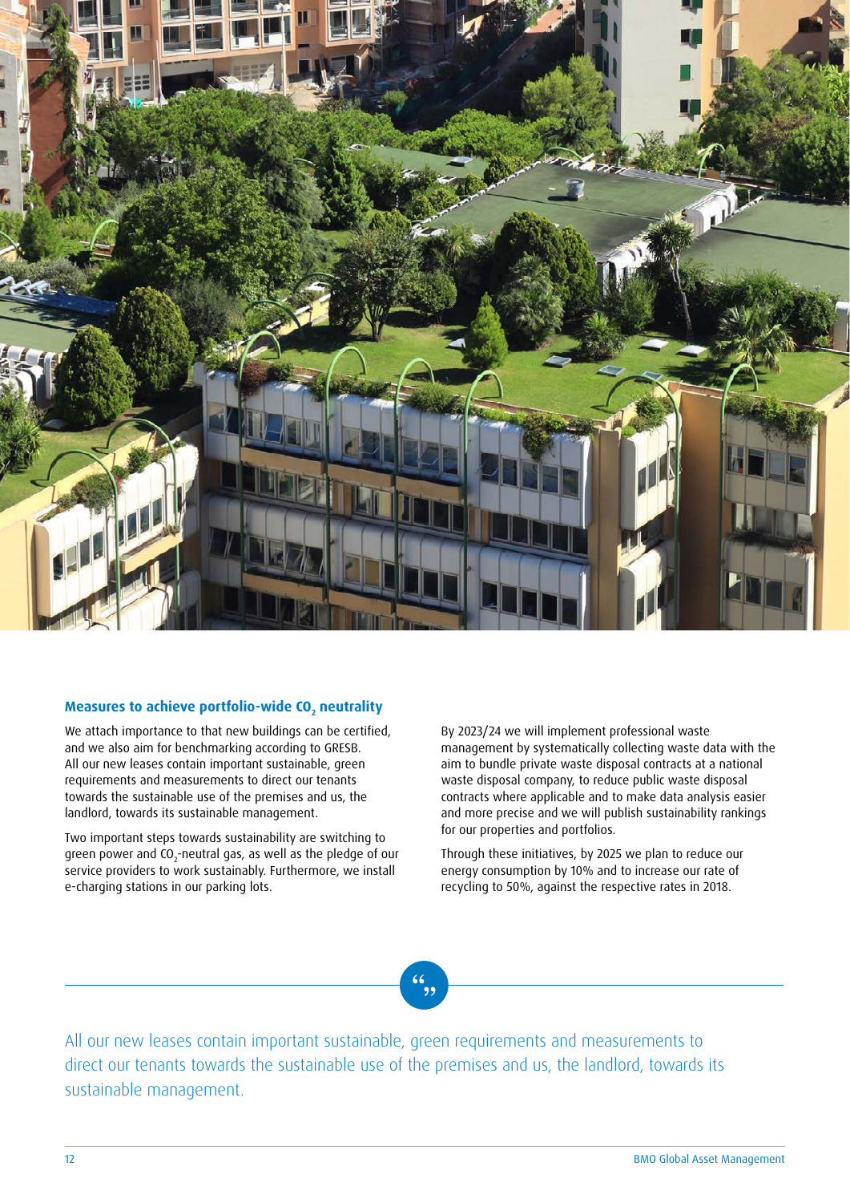## Measures to achieve portfolio-wide $CO_2$ neutrality

We attach importance to that new buildings can be certified, and we also aim for benchmarking according to GRESB. All our new leases contain important sustainable, green requirements and measurements to direct our tenants towards the sustainable use of the premises and us, the landlord, towards its sustainable management.

Two important steps towards sustainability are switching to green power and $CO_2$-neutral gas, as well as the pledge of our service providers to work sustainably. Furthermore, we install e-charging stations in our parking lots.

By 2023/24 we will implement professional waste management by systematically collecting waste data with the aim to bundle private waste disposal contracts at a national waste disposal company, to reduce public waste disposal contracts where applicable and to make data analysis easier and more precise and we will publish sustainability rankings for our properties and portfolios.

Through these initiatives, by 2025 we plan to reduce our energy consumption by 10% and to increase our rate of recycling to 50%, against the respective rates in 2018.

> All our new leases contain important sustainable, green requirements and measurements to direct our tenants towards the sustainable use of the premises and us, the landlord, towards its sustainable management.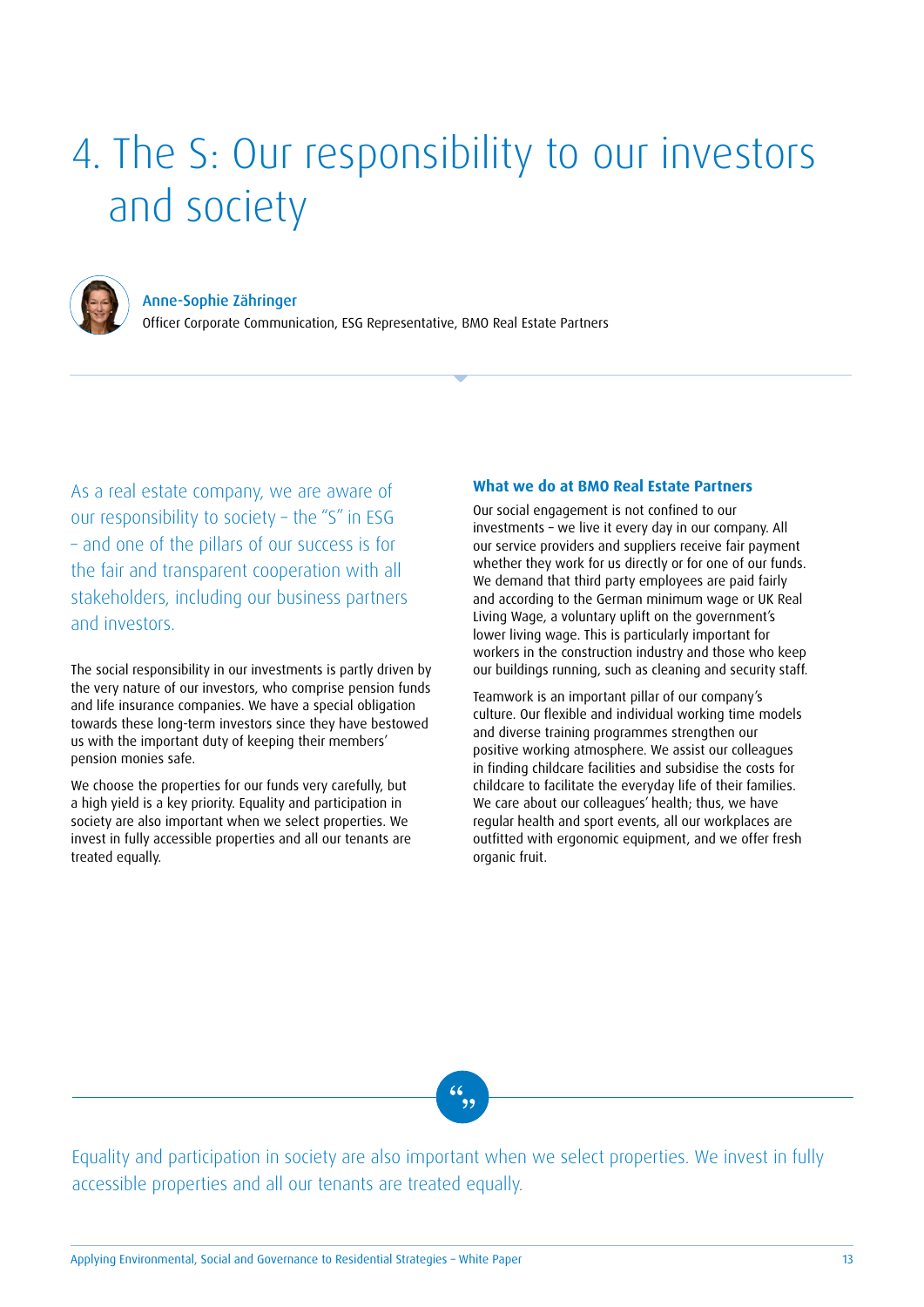# 4. The S: Our responsibility to our investors and society

**Anne-Sophie Zähringer**
Officer Corporate Communication, ESG Representative, BMO Real Estate Partners

As a real estate company, we are aware of our responsibility to society – the "S" in ESG – and one of the pillars of our success is for the fair and transparent cooperation with all stakeholders, including our business partners and investors.

The social responsibility in our investments is partly driven by the very nature of our investors, who comprise pension funds and life insurance companies. We have a special obligation towards these long-term investors since they have bestowed us with the important duty of keeping their members' pension monies safe.

We choose the properties for our funds very carefully, but a high yield is a key priority. Equality and participation in society are also important when we select properties. We invest in fully accessible properties and all our tenants are treated equally.

### What we do at BMO Real Estate Partners

Our social engagement is not confined to our investments – we live it every day in our company. All our service providers and suppliers receive fair payment whether they work for us directly or for one of our funds. We demand that third party employees are paid fairly and according to the German minimum wage or UK Real Living Wage, a voluntary uplift on the government's lower living wage. This is particularly important for workers in the construction industry and those who keep our buildings running, such as cleaning and security staff.

Teamwork is an important pillar of our company's culture. Our flexible and individual working time models and diverse training programmes strengthen our positive working atmosphere. We assist our colleagues in finding childcare facilities and subsidise the costs for childcare to facilitate the everyday life of their families. We care about our colleagues' health; thus, we have regular health and sport events, all our workplaces are outfitted with ergonomic equipment, and we offer fresh organic fruit.

> Equality and participation in society are also important when we select properties. We invest in fully accessible properties and all our tenants are treated equally.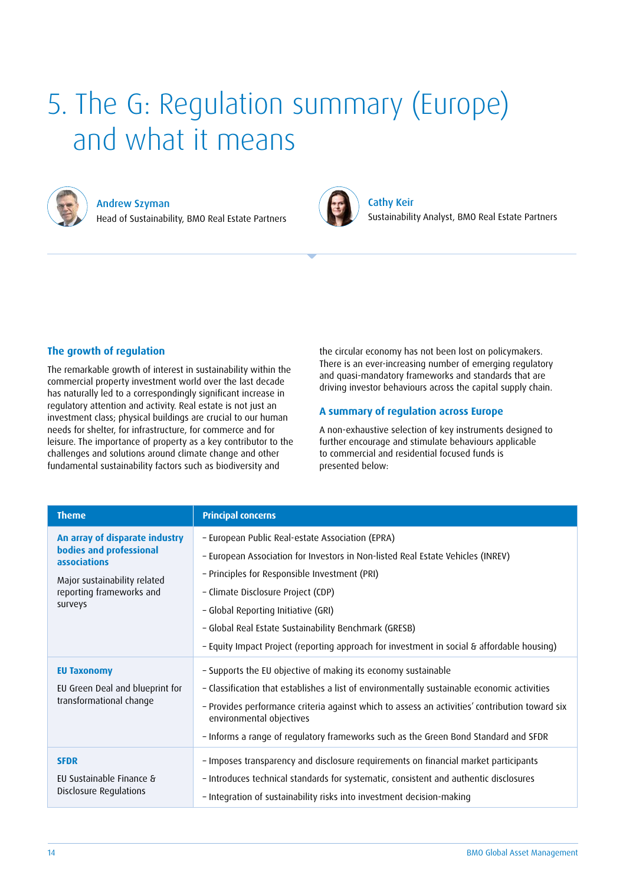# 5. The G: Regulation summary (Europe) and what it means

**Andrew Szyman**
Head of Sustainability, BMO Real Estate Partners

**Cathy Keir**
Sustainability Analyst, BMO Real Estate Partners

## The growth of regulation

The remarkable growth of interest in sustainability within the commercial property investment world over the last decade has naturally led to a correspondingly significant increase in regulatory attention and activity. Real estate is not just an investment class; physical buildings are crucial to our human needs for shelter, for infrastructure, for commerce and for leisure. The importance of property as a key contributor to the challenges and solutions around climate change and other fundamental sustainability factors such as biodiversity and the circular economy has not been lost on policymakers. There is an ever-increasing number of emerging regulatory and quasi-mandatory frameworks and standards that are driving investor behaviours across the capital supply chain.

## A summary of regulation across Europe

A non-exhaustive selection of key instruments designed to further encourage and stimulate behaviours applicable to commercial and residential focused funds is presented below:

| Theme | Principal concerns |
|---|---|
| **An array of disparate industry bodies and professional associations**<br><br>Major sustainability related reporting frameworks and surveys | – European Public Real-estate Association (EPRA)<br>– European Association for Investors in Non-listed Real Estate Vehicles (INREV)<br>– Principles for Responsible Investment (PRI)<br>– Climate Disclosure Project (CDP)<br>– Global Reporting Initiative (GRI)<br>– Global Real Estate Sustainability Benchmark (GRESB)<br>– Equity Impact Project (reporting approach for investment in social & affordable housing) |
| **EU Taxonomy**<br><br>EU Green Deal and blueprint for transformational change | – Supports the EU objective of making its economy sustainable<br>– Classification that establishes a list of environmentally sustainable economic activities<br>– Provides performance criteria against which to assess an activities' contribution toward six environmental objectives<br>– Informs a range of regulatory frameworks such as the Green Bond Standard and SFDR |
| **SFDR**<br><br>EU Sustainable Finance & Disclosure Regulations | – Imposes transparency and disclosure requirements on financial market participants<br>– Introduces technical standards for systematic, consistent and authentic disclosures<br>– Integration of sustainability risks into investment decision-making |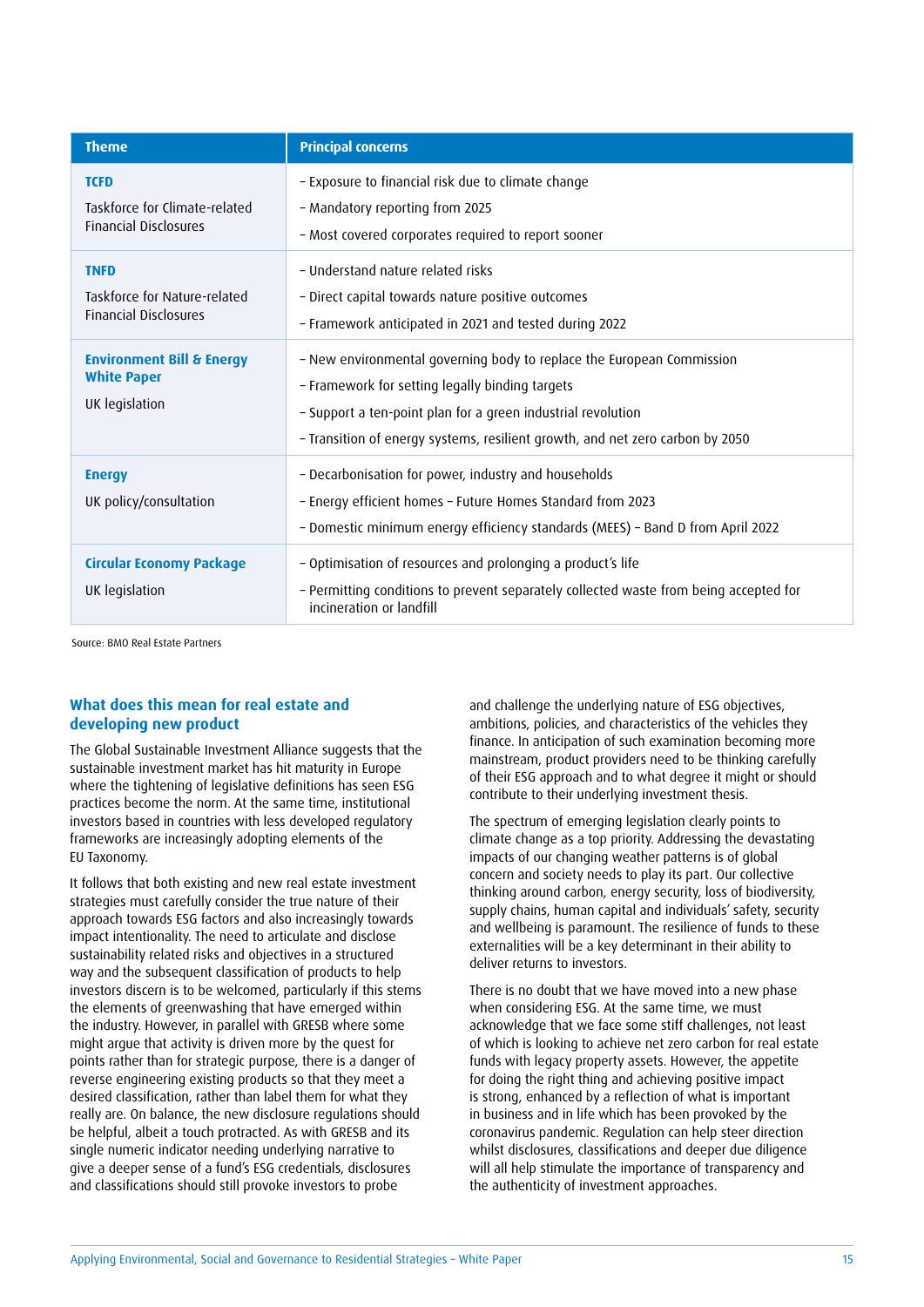| Theme | Principal concerns |
|---|---|
| **TCFD**<br>Taskforce for Climate-related Financial Disclosures | – Exposure to financial risk due to climate change<br>– Mandatory reporting from 2025<br>– Most covered corporates required to report sooner |
| **TNFD**<br>Taskforce for Nature-related Financial Disclosures | – Understand nature related risks<br>– Direct capital towards nature positive outcomes<br>– Framework anticipated in 2021 and tested during 2022 |
| **Environment Bill & Energy White Paper**<br>UK legislation | – New environmental governing body to replace the European Commission<br>– Framework for setting legally binding targets<br>– Support a ten-point plan for a green industrial revolution<br>– Transition of energy systems, resilient growth, and net zero carbon by 2050 |
| **Energy**<br>UK policy/consultation | – Decarbonisation for power, industry and households<br>– Energy efficient homes – Future Homes Standard from 2023<br>– Domestic minimum energy efficiency standards (MEES) – Band D from April 2022 |
| **Circular Economy Package**<br>UK legislation | – Optimisation of resources and prolonging a product's life<br>– Permitting conditions to prevent separately collected waste from being accepted for incineration or landfill |

Source: BMO Real Estate Partners

## What does this mean for real estate and developing new product

The Global Sustainable Investment Alliance suggests that the sustainable investment market has hit maturity in Europe where the tightening of legislative definitions has seen ESG practices become the norm. At the same time, institutional investors based in countries with less developed regulatory frameworks are increasingly adopting elements of the EU Taxonomy.

It follows that both existing and new real estate investment strategies must carefully consider the true nature of their approach towards ESG factors and also increasingly towards impact intentionality. The need to articulate and disclose sustainability related risks and objectives in a structured way and the subsequent classification of products to help investors discern is to be welcomed, particularly if this stems the elements of greenwashing that have emerged within the industry. However, in parallel with GRESB where some might argue that activity is driven more by the quest for points rather than for strategic purpose, there is a danger of reverse engineering existing products so that they meet a desired classification, rather than label them for what they really are. On balance, the new disclosure regulations should be helpful, albeit a touch protracted. As with GRESB and its single numeric indicator needing underlying narrative to give a deeper sense of a fund's ESG credentials, disclosures and classifications should still provoke investors to probe and challenge the underlying nature of ESG objectives, ambitions, policies, and characteristics of the vehicles they finance. In anticipation of such examination becoming more mainstream, product providers need to be thinking carefully of their ESG approach and to what degree it might or should contribute to their underlying investment thesis.

The spectrum of emerging legislation clearly points to climate change as a top priority. Addressing the devastating impacts of our changing weather patterns is of global concern and society needs to play its part. Our collective thinking around carbon, energy security, loss of biodiversity, supply chains, human capital and individuals' safety, security and wellbeing is paramount. The resilience of funds to these externalities will be a key determinant in their ability to deliver returns to investors.

There is no doubt that we have moved into a new phase when considering ESG. At the same time, we must acknowledge that we face some stiff challenges, not least of which is looking to achieve net zero carbon for real estate funds with legacy property assets. However, the appetite for doing the right thing and achieving positive impact is strong, enhanced by a reflection of what is important in business and in life which has been provoked by the coronavirus pandemic. Regulation can help steer direction whilst disclosures, classifications and deeper due diligence will all help stimulate the importance of transparency and the authenticity of investment approaches.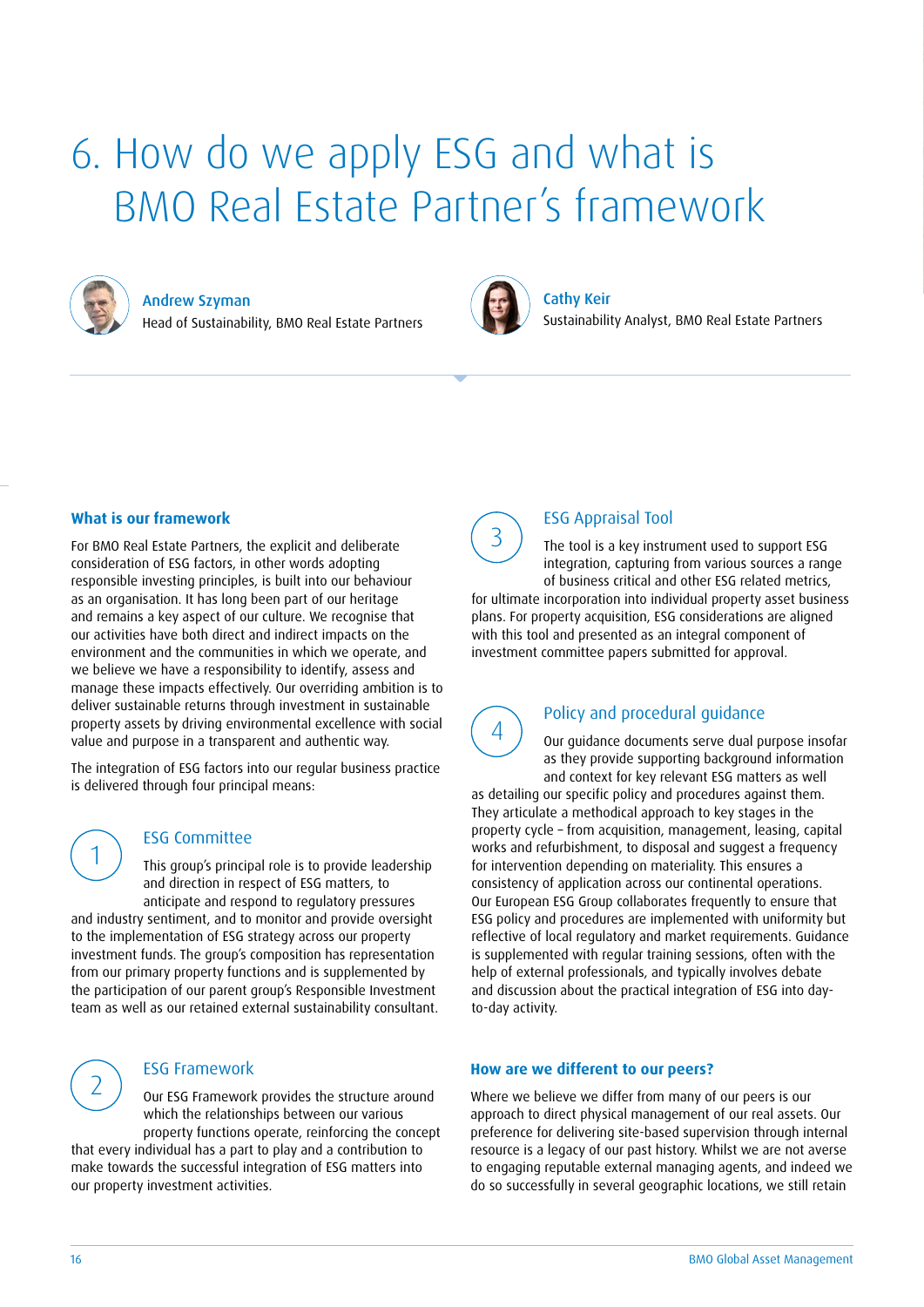# 6. How do we apply ESG and what is BMO Real Estate Partner's framework

**Andrew Szyman**
Head of Sustainability, BMO Real Estate Partners

**Cathy Keir**
Sustainability Analyst, BMO Real Estate Partners

## What is our framework

For BMO Real Estate Partners, the explicit and deliberate consideration of ESG factors, in other words adopting responsible investing principles, is built into our behaviour as an organisation. It has long been part of our heritage and remains a key aspect of our culture. We recognise that our activities have both direct and indirect impacts on the environment and the communities in which we operate, and we believe we have a responsibility to identify, assess and manage these impacts effectively. Our overriding ambition is to deliver sustainable returns through investment in sustainable property assets by driving environmental excellence with social value and purpose in a transparent and authentic way.

The integration of ESG factors into our regular business practice is delivered through four principal means:

### 1 ESG Committee

This group's principal role is to provide leadership and direction in respect of ESG matters, to anticipate and respond to regulatory pressures and industry sentiment, and to monitor and provide oversight to the implementation of ESG strategy across our property investment funds. The group's composition has representation from our primary property functions and is supplemented by the participation of our parent group's Responsible Investment team as well as our retained external sustainability consultant.

### 2 ESG Framework

Our ESG Framework provides the structure around which the relationships between our various property functions operate, reinforcing the concept that every individual has a part to play and a contribution to make towards the successful integration of ESG matters into our property investment activities.

### 3 ESG Appraisal Tool

The tool is a key instrument used to support ESG integration, capturing from various sources a range of business critical and other ESG related metrics, for ultimate incorporation into individual property asset business plans. For property acquisition, ESG considerations are aligned with this tool and presented as an integral component of investment committee papers submitted for approval.

### 4 Policy and procedural guidance

Our guidance documents serve dual purpose insofar as they provide supporting background information and context for key relevant ESG matters as well as detailing our specific policy and procedures against them. They articulate a methodical approach to key stages in the property cycle – from acquisition, management, leasing, capital works and refurbishment, to disposal and suggest a frequency for intervention depending on materiality. This ensures a consistency of application across our continental operations. Our European ESG Group collaborates frequently to ensure that ESG policy and procedures are implemented with uniformity but reflective of local regulatory and market requirements. Guidance is supplemented with regular training sessions, often with the help of external professionals, and typically involves debate and discussion about the practical integration of ESG into day-to-day activity.

## How are we different to our peers?

Where we believe we differ from many of our peers is our approach to direct physical management of our real assets. Our preference for delivering site-based supervision through internal resource is a legacy of our past history. Whilst we are not averse to engaging reputable external managing agents, and indeed we do so successfully in several geographic locations, we still retain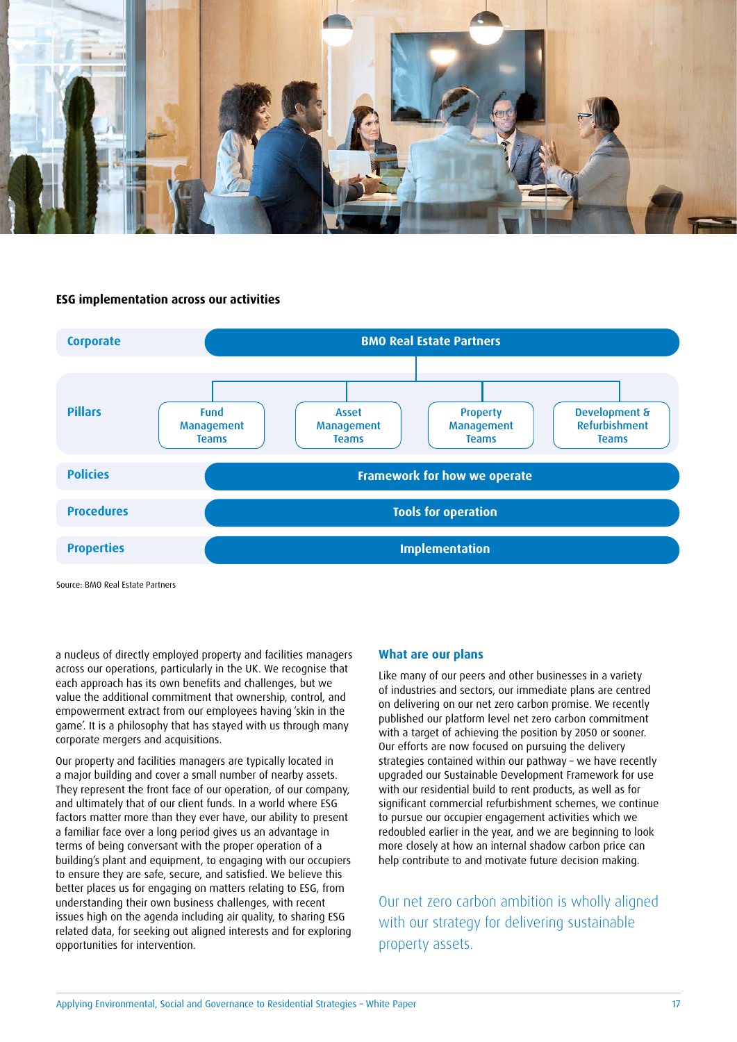**ESG implementation across our activities**

| | |
|---|---|
| **Corporate** | BMO Real Estate Partners |
| **Pillars** | Fund Management Teams; Asset Management Teams; Property Management Teams; Development & Refurbishment Teams |
| **Policies** | Framework for how we operate |
| **Procedures** | Tools for operation |
| **Properties** | Implementation |

Source: BMO Real Estate Partners

a nucleus of directly employed property and facilities managers across our operations, particularly in the UK. We recognise that each approach has its own benefits and challenges, but we value the additional commitment that ownership, control, and empowerment extract from our employees having 'skin in the game'. It is a philosophy that has stayed with us through many corporate mergers and acquisitions.

Our property and facilities managers are typically located in a major building and cover a small number of nearby assets. They represent the front face of our operation, of our company, and ultimately that of our client funds. In a world where ESG factors matter more than they ever have, our ability to present a familiar face over a long period gives us an advantage in terms of being conversant with the proper operation of a building's plant and equipment, to engaging with our occupiers to ensure they are safe, secure, and satisfied. We believe this better places us for engaging on matters relating to ESG, from understanding their own business challenges, with recent issues high on the agenda including air quality, to sharing ESG related data, for seeking out aligned interests and for exploring opportunities for intervention.

### What are our plans

Like many of our peers and other businesses in a variety of industries and sectors, our immediate plans are centred on delivering on our net zero carbon promise. We recently published our platform level net zero carbon commitment with a target of achieving the position by 2050 or sooner. Our efforts are now focused on pursuing the delivery strategies contained within our pathway – we have recently upgraded our Sustainable Development Framework for use with our residential build to rent products, as well as for significant commercial refurbishment schemes, we continue to pursue our occupier engagement activities which we redoubled earlier in the year, and we are beginning to look more closely at how an internal shadow carbon price can help contribute to and motivate future decision making.

Our net zero carbon ambition is wholly aligned with our strategy for delivering sustainable property assets.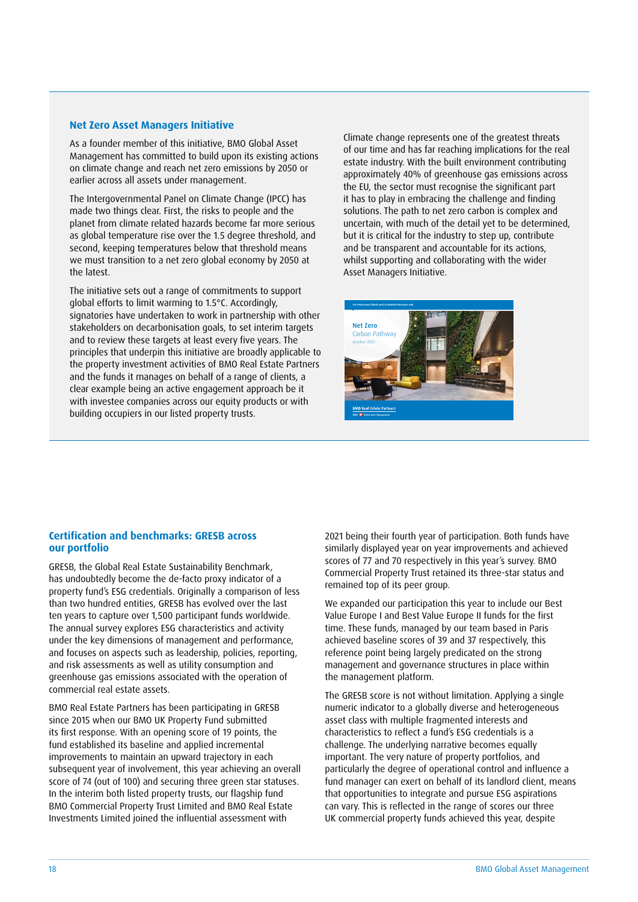## Net Zero Asset Managers Initiative

As a founder member of this initiative, BMO Global Asset Management has committed to build upon its existing actions on climate change and reach net zero emissions by 2050 or earlier across all assets under management.

The Intergovernmental Panel on Climate Change (IPCC) has made two things clear. First, the risks to people and the planet from climate related hazards become far more serious as global temperature rise over the 1.5 degree threshold, and second, keeping temperatures below that threshold means we must transition to a net zero global economy by 2050 at the latest.

The initiative sets out a range of commitments to support global efforts to limit warming to 1.5°C. Accordingly, signatories have undertaken to work in partnership with other stakeholders on decarbonisation goals, to set interim targets and to review these targets at least every five years. The principles that underpin this initiative are broadly applicable to the property investment activities of BMO Real Estate Partners and the funds it manages on behalf of a range of clients, a clear example being an active engagement approach be it with investee companies across our equity products or with building occupiers in our listed property trusts.

Climate change represents one of the greatest threats of our time and has far reaching implications for the real estate industry. With the built environment contributing approximately 40% of greenhouse gas emissions across the EU, the sector must recognise the significant part it has to play in embracing the challenge and finding solutions. The path to net zero carbon is complex and uncertain, with much of the detail yet to be determined, but it is critical for the industry to step up, contribute and be transparent and accountable for its actions, whilst supporting and collaborating with the wider Asset Managers Initiative.

## Certification and benchmarks: GRESB across our portfolio

GRESB, the Global Real Estate Sustainability Benchmark, has undoubtedly become the de-facto proxy indicator of a property fund's ESG credentials. Originally a comparison of less than two hundred entities, GRESB has evolved over the last ten years to capture over 1,500 participant funds worldwide. The annual survey explores ESG characteristics and activity under the key dimensions of management and performance, and focuses on aspects such as leadership, policies, reporting, and risk assessments as well as utility consumption and greenhouse gas emissions associated with the operation of commercial real estate assets.

BMO Real Estate Partners has been participating in GRESB since 2015 when our BMO UK Property Fund submitted its first response. With an opening score of 19 points, the fund established its baseline and applied incremental improvements to maintain an upward trajectory in each subsequent year of involvement, this year achieving an overall score of 74 (out of 100) and securing three green star statuses. In the interim both listed property trusts, our flagship fund BMO Commercial Property Trust Limited and BMO Real Estate Investments Limited joined the influential assessment with 2021 being their fourth year of participation. Both funds have similarly displayed year on year improvements and achieved scores of 77 and 70 respectively in this year's survey. BMO Commercial Property Trust retained its three-star status and remained top of its peer group.

We expanded our participation this year to include our Best Value Europe I and Best Value Europe II funds for the first time. These funds, managed by our team based in Paris achieved baseline scores of 39 and 37 respectively, this reference point being largely predicated on the strong management and governance structures in place within the management platform.

The GRESB score is not without limitation. Applying a single numeric indicator to a globally diverse and heterogeneous asset class with multiple fragmented interests and characteristics to reflect a fund's ESG credentials is a challenge. The underlying narrative becomes equally important. The very nature of property portfolios, and particularly the degree of operational control and influence a fund manager can exert on behalf of its landlord client, means that opportunities to integrate and pursue ESG aspirations can vary. This is reflected in the range of scores our three UK commercial property funds achieved this year, despite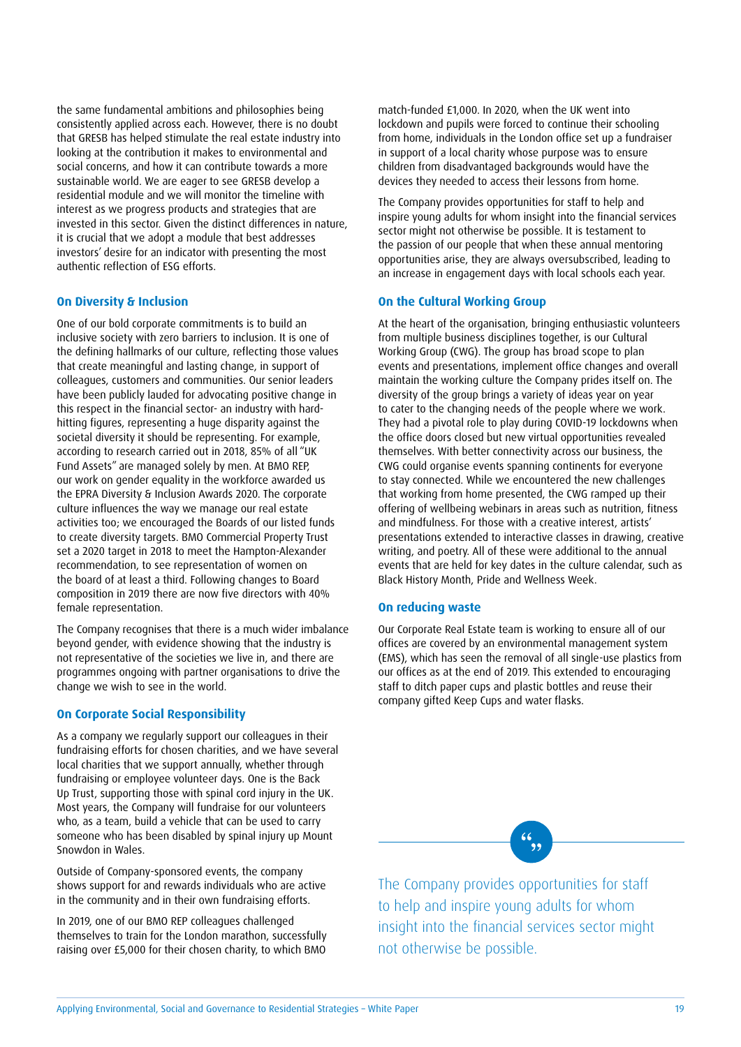the same fundamental ambitions and philosophies being consistently applied across each. However, there is no doubt that GRESB has helped stimulate the real estate industry into looking at the contribution it makes to environmental and social concerns, and how it can contribute towards a more sustainable world. We are eager to see GRESB develop a residential module and we will monitor the timeline with interest as we progress products and strategies that are invested in this sector. Given the distinct differences in nature, it is crucial that we adopt a module that best addresses investors' desire for an indicator with presenting the most authentic reflection of ESG efforts.

### On Diversity & Inclusion

One of our bold corporate commitments is to build an inclusive society with zero barriers to inclusion. It is one of the defining hallmarks of our culture, reflecting those values that create meaningful and lasting change, in support of colleagues, customers and communities. Our senior leaders have been publicly lauded for advocating positive change in this respect in the financial sector- an industry with hard-hitting figures, representing a huge disparity against the societal diversity it should be representing. For example, according to research carried out in 2018, 85% of all "UK Fund Assets" are managed solely by men. At BMO REP, our work on gender equality in the workforce awarded us the EPRA Diversity & Inclusion Awards 2020. The corporate culture influences the way we manage our real estate activities too; we encouraged the Boards of our listed funds to create diversity targets. BMO Commercial Property Trust set a 2020 target in 2018 to meet the Hampton-Alexander recommendation, to see representation of women on the board of at least a third. Following changes to Board composition in 2019 there are now five directors with 40% female representation.

The Company recognises that there is a much wider imbalance beyond gender, with evidence showing that the industry is not representative of the societies we live in, and there are programmes ongoing with partner organisations to drive the change we wish to see in the world.

### On Corporate Social Responsibility

As a company we regularly support our colleagues in their fundraising efforts for chosen charities, and we have several local charities that we support annually, whether through fundraising or employee volunteer days. One is the Back Up Trust, supporting those with spinal cord injury in the UK. Most years, the Company will fundraise for our volunteers who, as a team, build a vehicle that can be used to carry someone who has been disabled by spinal injury up Mount Snowdon in Wales.

Outside of Company-sponsored events, the company shows support for and rewards individuals who are active in the community and in their own fundraising efforts.

In 2019, one of our BMO REP colleagues challenged themselves to train for the London marathon, successfully raising over £5,000 for their chosen charity, to which BMO match-funded £1,000. In 2020, when the UK went into lockdown and pupils were forced to continue their schooling from home, individuals in the London office set up a fundraiser in support of a local charity whose purpose was to ensure children from disadvantaged backgrounds would have the devices they needed to access their lessons from home.

The Company provides opportunities for staff to help and inspire young adults for whom insight into the financial services sector might not otherwise be possible. It is testament to the passion of our people that when these annual mentoring opportunities arise, they are always oversubscribed, leading to an increase in engagement days with local schools each year.

### On the Cultural Working Group

At the heart of the organisation, bringing enthusiastic volunteers from multiple business disciplines together, is our Cultural Working Group (CWG). The group has broad scope to plan events and presentations, implement office changes and overall maintain the working culture the Company prides itself on. The diversity of the group brings a variety of ideas year on year to cater to the changing needs of the people where we work. They had a pivotal role to play during COVID-19 lockdowns when the office doors closed but new virtual opportunities revealed themselves. With better connectivity across our business, the CWG could organise events spanning continents for everyone to stay connected. While we encountered the new challenges that working from home presented, the CWG ramped up their offering of wellbeing webinars in areas such as nutrition, fitness and mindfulness. For those with a creative interest, artists' presentations extended to interactive classes in drawing, creative writing, and poetry. All of these were additional to the annual events that are held for key dates in the culture calendar, such as Black History Month, Pride and Wellness Week.

### On reducing waste

Our Corporate Real Estate team is working to ensure all of our offices are covered by an environmental management system (EMS), which has seen the removal of all single-use plastics from our offices as at the end of 2019. This extended to encouraging staff to ditch paper cups and plastic bottles and reuse their company gifted Keep Cups and water flasks.

> The Company provides opportunities for staff to help and inspire young adults for whom insight into the financial services sector might not otherwise be possible.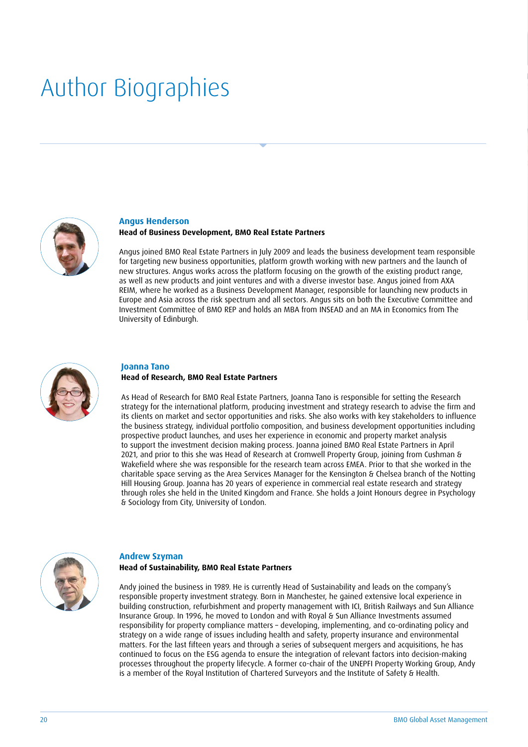# Author Biographies

### Angus Henderson

**Head of Business Development, BMO Real Estate Partners**

Angus joined BMO Real Estate Partners in July 2009 and leads the business development team responsible for targeting new business opportunities, platform growth working with new partners and the launch of new structures. Angus works across the platform focusing on the growth of the existing product range, as well as new products and joint ventures and with a diverse investor base. Angus joined from AXA REIM, where he worked as a Business Development Manager, responsible for launching new products in Europe and Asia across the risk spectrum and all sectors. Angus sits on both the Executive Committee and Investment Committee of BMO REP and holds an MBA from INSEAD and an MA in Economics from The University of Edinburgh.

### Joanna Tano

**Head of Research, BMO Real Estate Partners**

As Head of Research for BMO Real Estate Partners, Joanna Tano is responsible for setting the Research strategy for the international platform, producing investment and strategy research to advise the firm and its clients on market and sector opportunities and risks. She also works with key stakeholders to influence the business strategy, individual portfolio composition, and business development opportunities including prospective product launches, and uses her experience in economic and property market analysis to support the investment decision making process. Joanna joined BMO Real Estate Partners in April 2021, and prior to this she was Head of Research at Cromwell Property Group, joining from Cushman & Wakefield where she was responsible for the research team across EMEA. Prior to that she worked in the charitable space serving as the Area Services Manager for the Kensington & Chelsea branch of the Notting Hill Housing Group. Joanna has 20 years of experience in commercial real estate research and strategy through roles she held in the United Kingdom and France. She holds a Joint Honours degree in Psychology & Sociology from City, University of London.

### Andrew Szyman

**Head of Sustainability, BMO Real Estate Partners**

Andy joined the business in 1989. He is currently Head of Sustainability and leads on the company's responsible property investment strategy. Born in Manchester, he gained extensive local experience in building construction, refurbishment and property management with ICI, British Railways and Sun Alliance Insurance Group. In 1996, he moved to London and with Royal & Sun Alliance Investments assumed responsibility for property compliance matters – developing, implementing, and co-ordinating policy and strategy on a wide range of issues including health and safety, property insurance and environmental matters. For the last fifteen years and through a series of subsequent mergers and acquisitions, he has continued to focus on the ESG agenda to ensure the integration of relevant factors into decision-making processes throughout the property lifecycle. A former co-chair of the UNEPFI Property Working Group, Andy is a member of the Royal Institution of Chartered Surveyors and the Institute of Safety & Health.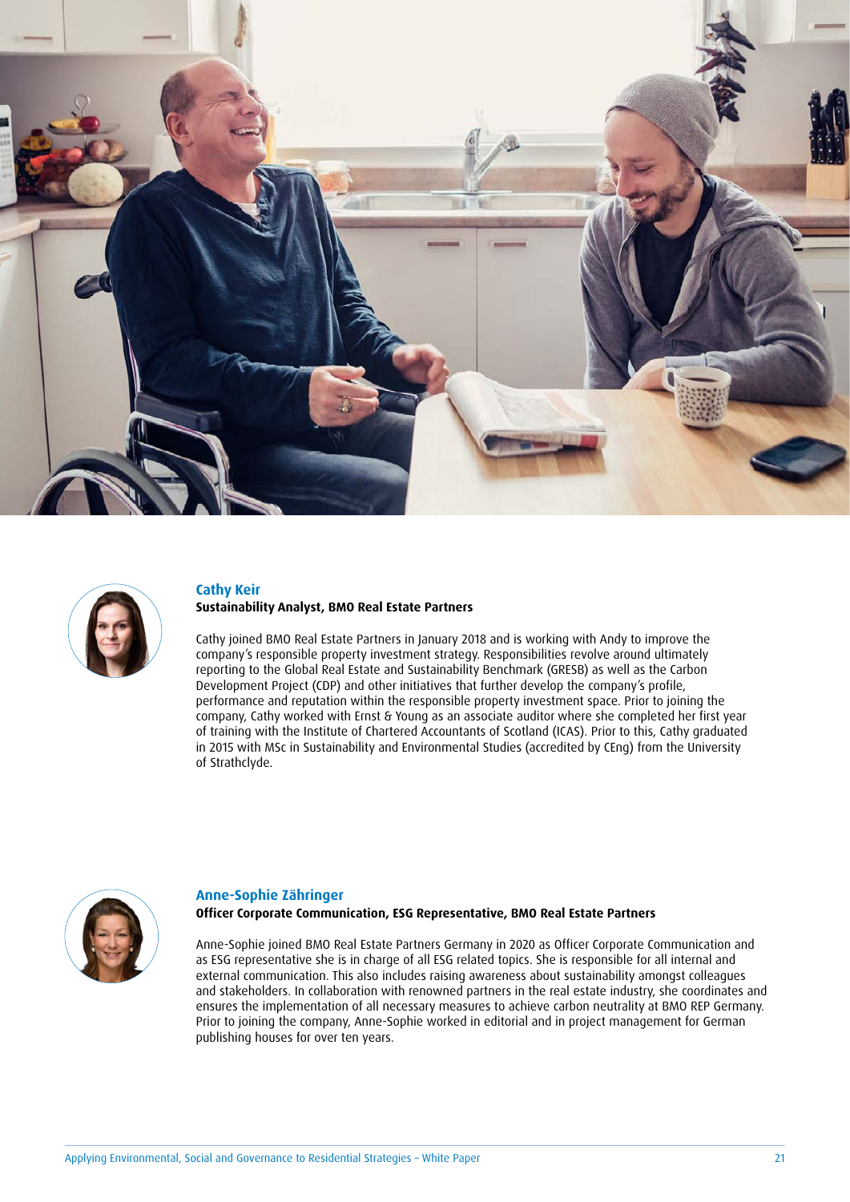### Cathy Keir

**Sustainability Analyst, BMO Real Estate Partners**

Cathy joined BMO Real Estate Partners in January 2018 and is working with Andy to improve the company's responsible property investment strategy. Responsibilities revolve around ultimately reporting to the Global Real Estate and Sustainability Benchmark (GRESB) as well as the Carbon Development Project (CDP) and other initiatives that further develop the company's profile, performance and reputation within the responsible property investment space. Prior to joining the company, Cathy worked with Ernst & Young as an associate auditor where she completed her first year of training with the Institute of Chartered Accountants of Scotland (ICAS). Prior to this, Cathy graduated in 2015 with MSc in Sustainability and Environmental Studies (accredited by CEng) from the University of Strathclyde.

### Anne-Sophie Zähringer

**Officer Corporate Communication, ESG Representative, BMO Real Estate Partners**

Anne-Sophie joined BMO Real Estate Partners Germany in 2020 as Officer Corporate Communication and as ESG representative she is in charge of all ESG related topics. She is responsible for all internal and external communication. This also includes raising awareness about sustainability amongst colleagues and stakeholders. In collaboration with renowned partners in the real estate industry, she coordinates and ensures the implementation of all necessary measures to achieve carbon neutrality at BMO REP Germany. Prior to joining the company, Anne-Sophie worked in editorial and in project management for German publishing houses for over ten years.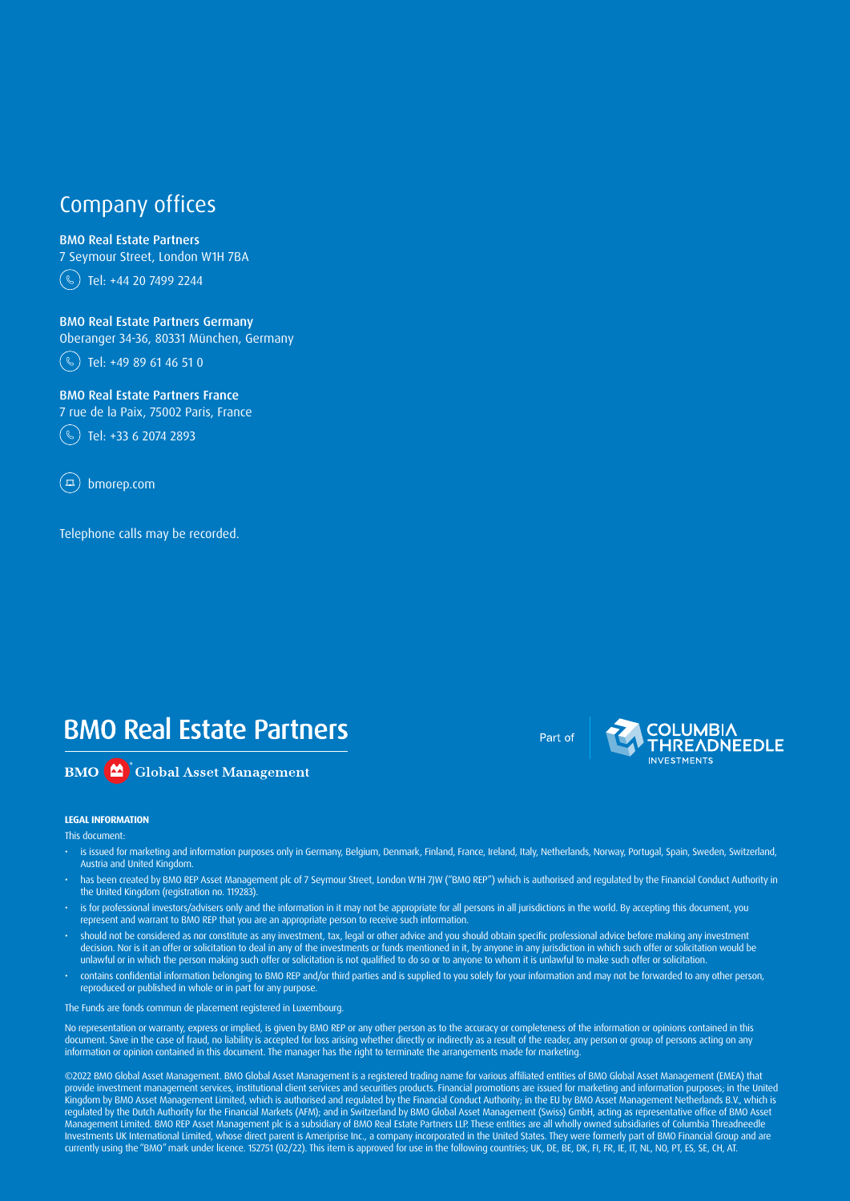## Company offices

**BMO Real Estate Partners**
7 Seymour Street, London W1H 7BA

Tel: +44 20 7499 2244

**BMO Real Estate Partners Germany**
Oberanger 34-36, 80331 München, Germany

Tel: +49 89 61 46 51 0

**BMO Real Estate Partners France**
7 rue de la Paix, 75002 Paris, France

Tel: +33 6 2074 2893

bmorep.com

Telephone calls may be recorded.

BMO Real Estate Partners

BMO Global Asset Management

Part of COLUMBIA THREADNEEDLE INVESTMENTS

**LEGAL INFORMATION**

This document:

- is issued for marketing and information purposes only in Germany, Belgium, Denmark, Finland, France, Ireland, Italy, Netherlands, Norway, Portugal, Spain, Sweden, Switzerland, Austria and United Kingdom.
- has been created by BMO REP Asset Management plc of 7 Seymour Street, London W1H 7JW ("BMO REP") which is authorised and regulated by the Financial Conduct Authority in the United Kingdom (registration no. 119283).
- is for professional investors/advisers only and the information in it may not be appropriate for all persons in all jurisdictions in the world. By accepting this document, you represent and warrant to BMO REP that you are an appropriate person to receive such information.
- should not be considered as nor constitute as any investment, tax, legal or other advice and you should obtain specific professional advice before making any investment decision. Nor is it an offer or solicitation to deal in any of the investments or funds mentioned in it, by anyone in any jurisdiction in which such offer or solicitation would be unlawful or in which the person making such offer or solicitation is not qualified to do so or to anyone to whom it is unlawful to make such offer or solicitation.
- contains confidential information belonging to BMO REP and/or third parties and is supplied to you solely for your information and may not be forwarded to any other person, reproduced or published in whole or in part for any purpose.

The Funds are fonds commun de placement registered in Luxembourg.

No representation or warranty, express or implied, is given by BMO REP or any other person as to the accuracy or completeness of the information or opinions contained in this document. Save in the case of fraud, no liability is accepted for loss arising whether directly or indirectly as a result of the reader, any person or group of persons acting on any information or opinion contained in this document. The manager has the right to terminate the arrangements made for marketing.

©2022 BMO Global Asset Management. BMO Global Asset Management is a registered trading name for various affiliated entities of BMO Global Asset Management (EMEA) that provide investment management services, institutional client services and securities products. Financial promotions are issued for marketing and information purposes; in the United Kingdom by BMO Asset Management Limited, which is authorised and regulated by the Financial Conduct Authority; in the EU by BMO Asset Management Netherlands B.V., which is regulated by the Dutch Authority for the Financial Markets (AFM); and in Switzerland by BMO Global Asset Management (Swiss) GmbH, acting as representative office of BMO Asset Management Limited. BMO REP Asset Management plc is a subsidiary of BMO Real Estate Partners LLP. These entities are all wholly owned subsidiaries of Columbia Threadneedle Investments UK International Limited, whose direct parent is Ameriprise Inc., a company incorporated in the United States. They were formerly part of BMO Financial Group and are currently using the "BMO" mark under licence. 152751 (02/22). This item is approved for use in the following countries; UK, DE, BE, DK, FI, FR, IE, IT, NL, NO, PT, ES, SE, CH, AT.